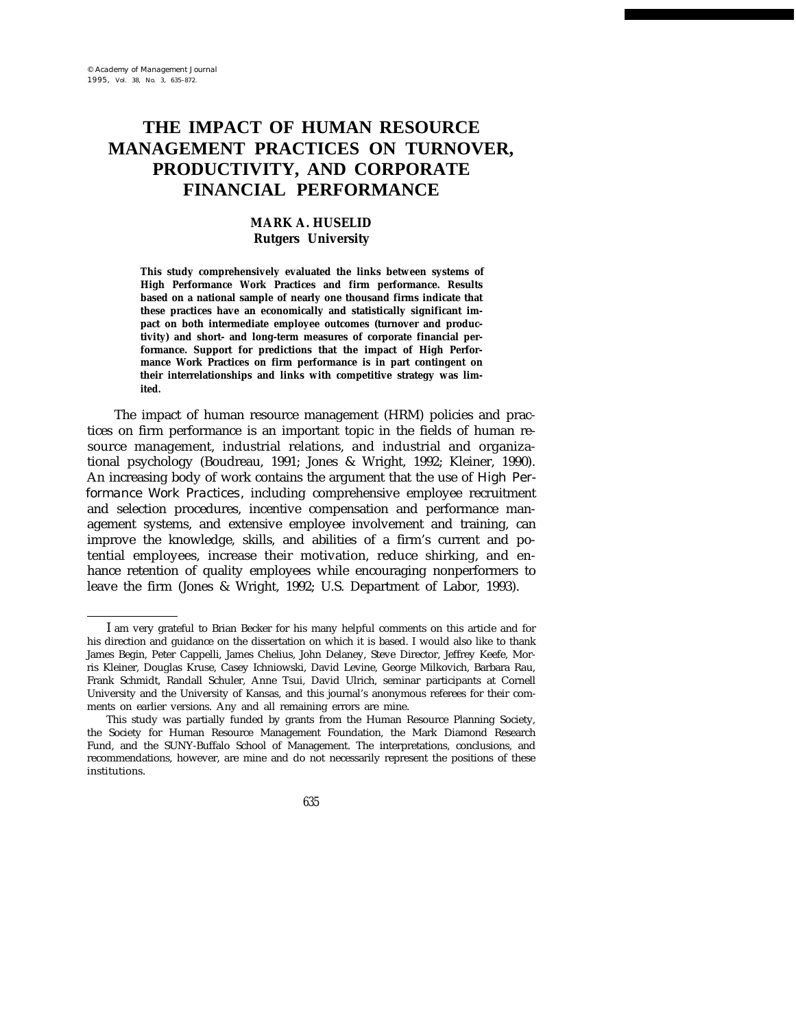# THE IMPACT OF HUMAN RESOURCE MANAGEMENT PRACTICES ON TURNOVER, PRODUCTIVITY, AND CORPORATE FINANCIAL PERFORMANCE

**MARK A. HUSELID**
**Rutgers University**

**This study comprehensively evaluated the links between systems of High Performance Work Practices and firm performance. Results based on a national sample of nearly one thousand firms indicate that these practices have an economically and statistically significant impact on both intermediate employee outcomes (turnover and productivity) and short- and long-term measures of corporate financial performance. Support for predictions that the impact of High Performance Work Practices on firm performance is in part contingent on their interrelationships and links with competitive strategy was limited.**

The impact of human resource management (HRM) policies and practices on firm performance is an important topic in the fields of human resource management, industrial relations, and industrial and organizational psychology (Boudreau, 1991; Jones & Wright, 1992; Kleiner, 1990). An increasing body of work contains the argument that the use of *High Performance Work Practices*, including comprehensive employee recruitment and selection procedures, incentive compensation and performance management systems, and extensive employee involvement and training, can improve the knowledge, skills, and abilities of a firm's current and potential employees, increase their motivation, reduce shirking, and enhance retention of quality employees while encouraging nonperformers to leave the firm (Jones & Wright, 1992; U.S. Department of Labor, 1993).

---

I am very grateful to Brian Becker for his many helpful comments on this article and for his direction and guidance on the dissertation on which it is based. I would also like to thank James Begin, Peter Cappelli, James Chelius, John Delaney, Steve Director, Jeffrey Keefe, Morris Kleiner, Douglas Kruse, Casey Ichniowski, David Levine, George Milkovich, Barbara Rau, Frank Schmidt, Randall Schuler, Anne Tsui, David Ulrich, seminar participants at Cornell University and the University of Kansas, and this journal's anonymous referees for their comments on earlier versions. Any and all remaining errors are mine.

This study was partially funded by grants from the Human Resource Planning Society, the Society for Human Resource Management Foundation, the Mark Diamond Research Fund, and the SUNY-Buffalo School of Management. The interpretations, conclusions, and recommendations, however, are mine and do not necessarily represent the positions of these institutions.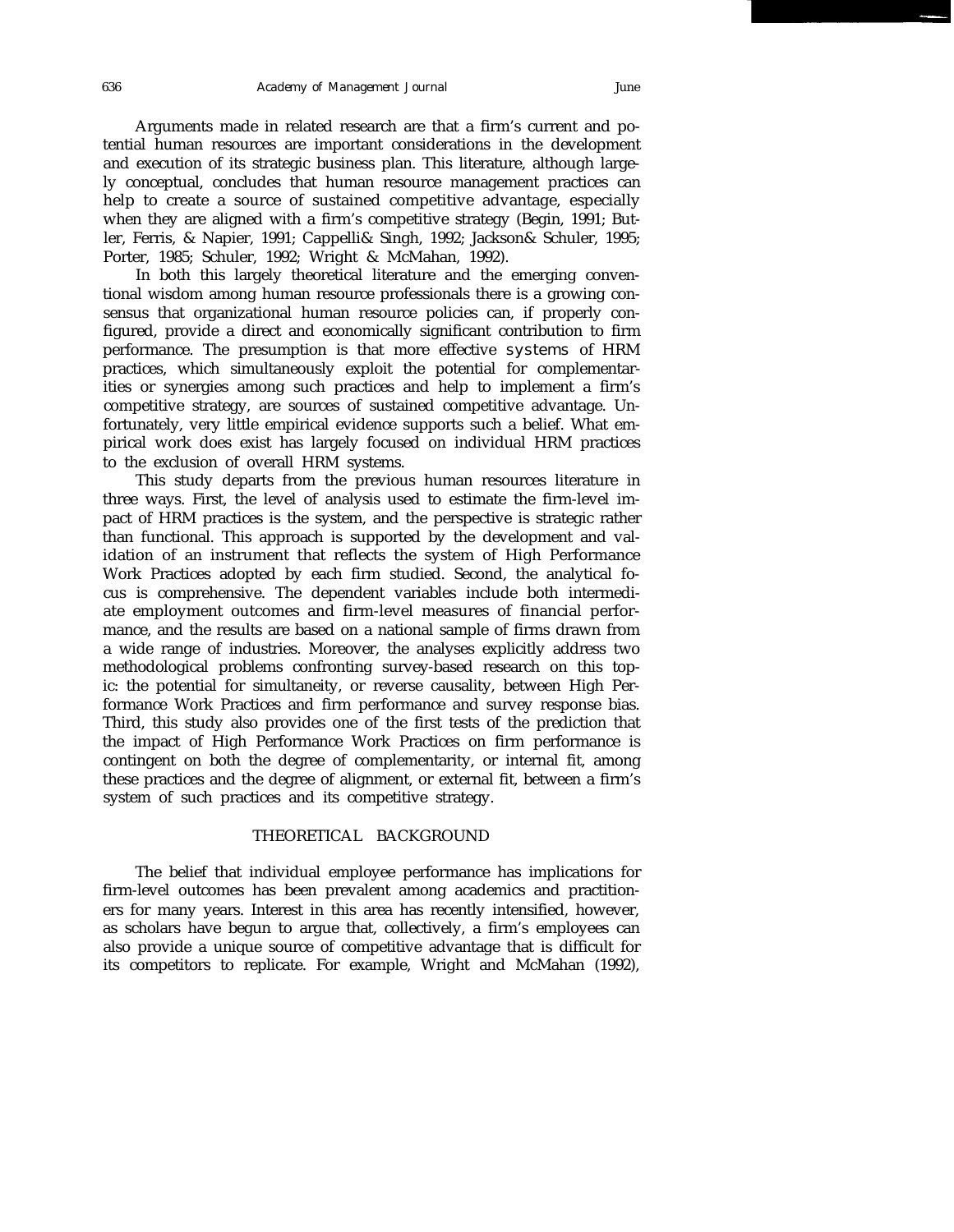Arguments made in related research are that a firm's current and potential human resources are important considerations in the development and execution of its strategic business plan. This literature, although largely conceptual, concludes that human resource management practices can help to create a source of sustained competitive advantage, especially when they are aligned with a firm's competitive strategy (Begin, 1991; Butler, Ferris, & Napier, 1991; Cappelli& Singh, 1992; Jackson& Schuler, 1995; Porter, 1985; Schuler, 1992; Wright & McMahan, 1992).

In both this largely theoretical literature and the emerging conventional wisdom among human resource professionals there is a growing consensus that organizational human resource policies can, if properly configured, provide a direct and economically significant contribution to firm performance. The presumption is that more effective *systems* of HRM practices, which simultaneously exploit the potential for complementarities or synergies among such practices and help to implement a firm's competitive strategy, are sources of sustained competitive advantage. Unfortunately, very little empirical evidence supports such a belief. What empirical work does exist has largely focused on individual HRM practices to the exclusion of overall HRM systems.

This study departs from the previous human resources literature in three ways. First, the level of analysis used to estimate the firm-level impact of HRM practices is the system, and the perspective is strategic rather than functional. This approach is supported by the development and validation of an instrument that reflects the system of High Performance Work Practices adopted by each firm studied. Second, the analytical focus is comprehensive. The dependent variables include both intermediate employment outcomes and firm-level measures of financial performance, and the results are based on a national sample of firms drawn from a wide range of industries. Moreover, the analyses explicitly address two methodological problems confronting survey-based research on this topic: the potential for simultaneity, or reverse causality, between High Performance Work Practices and firm performance and survey response bias. Third, this study also provides one of the first tests of the prediction that the impact of High Performance Work Practices on firm performance is contingent on both the degree of complementarity, or internal fit, among these practices and the degree of alignment, or external fit, between a firm's system of such practices and its competitive strategy.

## THEORETICAL BACKGROUND

The belief that individual employee performance has implications for firm-level outcomes has been prevalent among academics and practitioners for many years. Interest in this area has recently intensified, however, as scholars have begun to argue that, collectively, a firm's employees can also provide a unique source of competitive advantage that is difficult for its competitors to replicate. For example, Wright and McMahan (1992),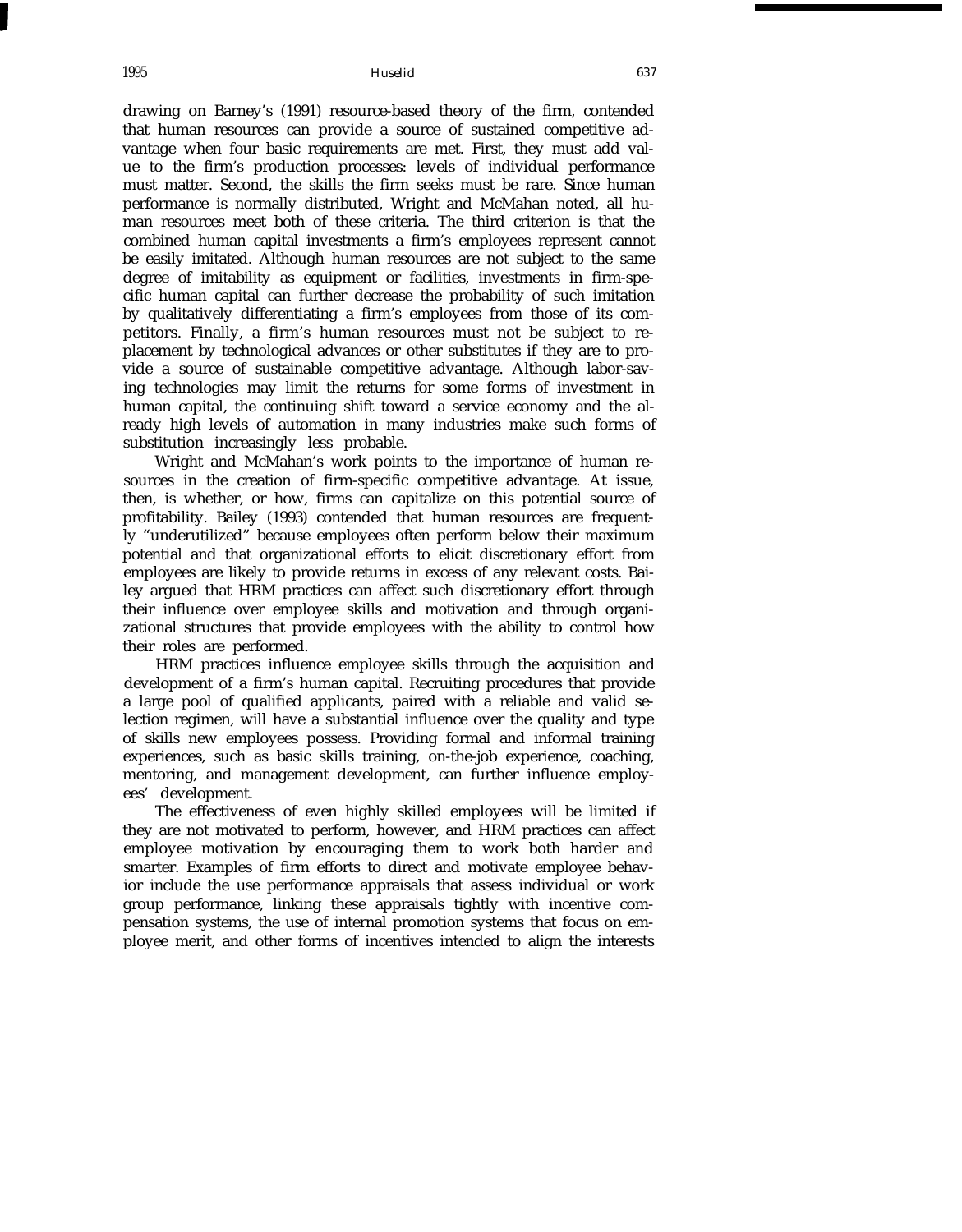drawing on Barney's (1991) resource-based theory of the firm, contended that human resources can provide a source of sustained competitive advantage when four basic requirements are met. First, they must add value to the firm's production processes: levels of individual performance must matter. Second, the skills the firm seeks must be rare. Since human performance is normally distributed, Wright and McMahan noted, all human resources meet both of these criteria. The third criterion is that the combined human capital investments a firm's employees represent cannot be easily imitated. Although human resources are not subject to the same degree of imitability as equipment or facilities, investments in firm-specific human capital can further decrease the probability of such imitation by qualitatively differentiating a firm's employees from those of its competitors. Finally, a firm's human resources must not be subject to replacement by technological advances or other substitutes if they are to provide a source of sustainable competitive advantage. Although labor-saving technologies may limit the returns for some forms of investment in human capital, the continuing shift toward a service economy and the already high levels of automation in many industries make such forms of substitution increasingly less probable.

Wright and McMahan's work points to the importance of human resources in the creation of firm-specific competitive advantage. At issue, then, is whether, or how, firms can capitalize on this potential source of profitability. Bailey (1993) contended that human resources are frequently "underutilized" because employees often perform below their maximum potential and that organizational efforts to elicit discretionary effort from employees are likely to provide returns in excess of any relevant costs. Bailey argued that HRM practices can affect such discretionary effort through their influence over employee skills and motivation and through organizational structures that provide employees with the ability to control how their roles are performed.

HRM practices influence employee skills through the acquisition and development of a firm's human capital. Recruiting procedures that provide a large pool of qualified applicants, paired with a reliable and valid selection regimen, will have a substantial influence over the quality and type of skills new employees possess. Providing formal and informal training experiences, such as basic skills training, on-the-job experience, coaching, mentoring, and management development, can further influence employees' development.

The effectiveness of even highly skilled employees will be limited if they are not motivated to perform, however, and HRM practices can affect employee motivation by encouraging them to work both harder and smarter. Examples of firm efforts to direct and motivate employee behavior include the use performance appraisals that assess individual or work group performance, linking these appraisals tightly with incentive compensation systems, the use of internal promotion systems that focus on employee merit, and other forms of incentives intended to align the interests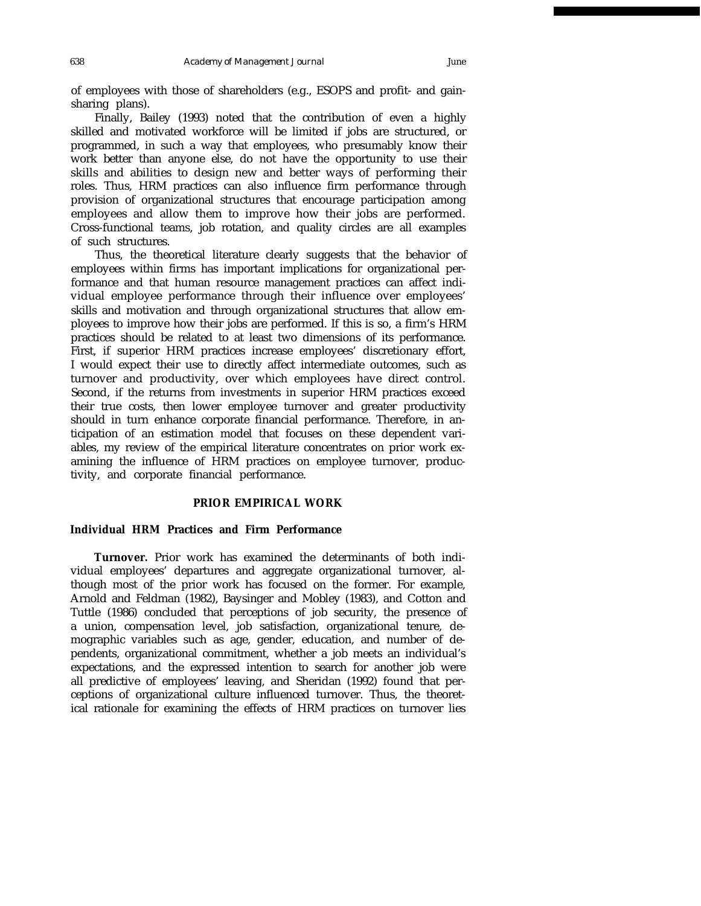of employees with those of shareholders (e.g., ESOPS and profit- and gainsharing plans).

Finally, Bailey (1993) noted that the contribution of even a highly skilled and motivated workforce will be limited if jobs are structured, or programmed, in such a way that employees, who presumably know their work better than anyone else, do not have the opportunity to use their skills and abilities to design new and better ways of performing their roles. Thus, HRM practices can also influence firm performance through provision of organizational structures that encourage participation among employees and allow them to improve how their jobs are performed. Cross-functional teams, job rotation, and quality circles are all examples of such structures.

Thus, the theoretical literature clearly suggests that the behavior of employees within firms has important implications for organizational performance and that human resource management practices can affect individual employee performance through their influence over employees' skills and motivation and through organizational structures that allow employees to improve how their jobs are performed. If this is so, a firm's HRM practices should be related to at least two dimensions of its performance. First, if superior HRM practices increase employees' discretionary effort, I would expect their use to directly affect intermediate outcomes, such as turnover and productivity, over which employees have direct control. Second, if the returns from investments in superior HRM practices exceed their true costs, then lower employee turnover and greater productivity should in turn enhance corporate financial performance. Therefore, in anticipation of an estimation model that focuses on these dependent variables, my review of the empirical literature concentrates on prior work examining the influence of HRM practices on employee turnover, productivity, and corporate financial performance.

## PRIOR EMPIRICAL WORK

### Individual HRM Practices and Firm Performance

**Turnover.** Prior work has examined the determinants of both individual employees' departures and aggregate organizational turnover, although most of the prior work has focused on the former. For example, Arnold and Feldman (1982), Baysinger and Mobley (1983), and Cotton and Tuttle (1986) concluded that perceptions of job security, the presence of a union, compensation level, job satisfaction, organizational tenure, demographic variables such as age, gender, education, and number of dependents, organizational commitment, whether a job meets an individual's expectations, and the expressed intention to search for another job were all predictive of employees' leaving, and Sheridan (1992) found that perceptions of organizational culture influenced turnover. Thus, the theoretical rationale for examining the effects of HRM practices on turnover lies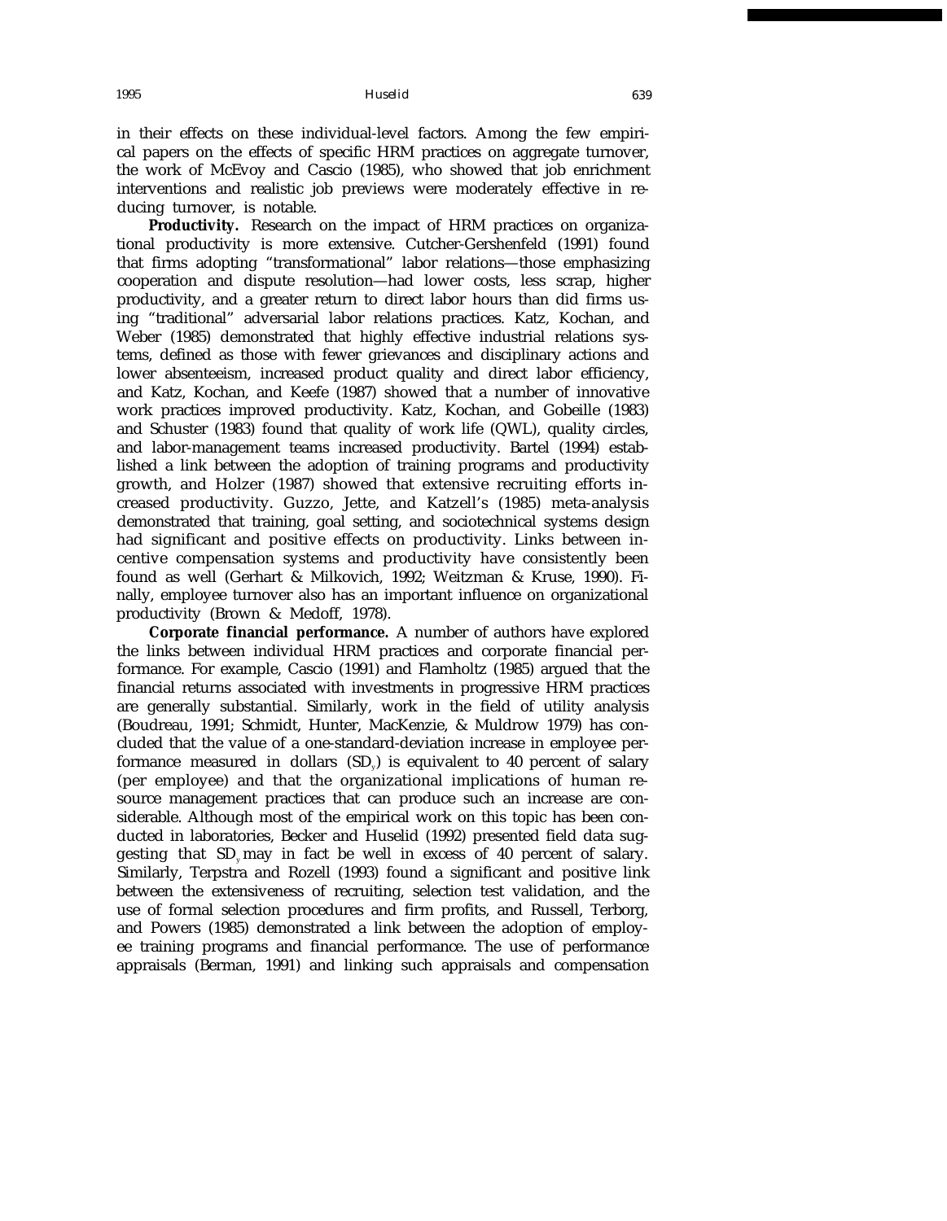in their effects on these individual-level factors. Among the few empirical papers on the effects of specific HRM practices on aggregate turnover, the work of McEvoy and Cascio (1985), who showed that job enrichment interventions and realistic job previews were moderately effective in reducing turnover, is notable.

**Productivity.** Research on the impact of HRM practices on organizational productivity is more extensive. Cutcher-Gershenfeld (1991) found that firms adopting "transformational" labor relations—those emphasizing cooperation and dispute resolution—had lower costs, less scrap, higher productivity, and a greater return to direct labor hours than did firms using "traditional" adversarial labor relations practices. Katz, Kochan, and Weber (1985) demonstrated that highly effective industrial relations systems, defined as those with fewer grievances and disciplinary actions and lower absenteeism, increased product quality and direct labor efficiency, and Katz, Kochan, and Keefe (1987) showed that a number of innovative work practices improved productivity. Katz, Kochan, and Gobeille (1983) and Schuster (1983) found that quality of work life (QWL), quality circles, and labor-management teams increased productivity. Bartel (1994) established a link between the adoption of training programs and productivity growth, and Holzer (1987) showed that extensive recruiting efforts increased productivity. Guzzo, Jette, and Katzell's (1985) meta-analysis demonstrated that training, goal setting, and sociotechnical systems design had significant and positive effects on productivity. Links between incentive compensation systems and productivity have consistently been found as well (Gerhart & Milkovich, 1992; Weitzman & Kruse, 1990). Finally, employee turnover also has an important influence on organizational productivity (Brown & Medoff, 1978).

**Corporate financial performance.** A number of authors have explored the links between individual HRM practices and corporate financial performance. For example, Cascio (1991) and Flamholtz (1985) argued that the financial returns associated with investments in progressive HRM practices are generally substantial. Similarly, work in the field of utility analysis (Boudreau, 1991; Schmidt, Hunter, MacKenzie, & Muldrow 1979) has concluded that the value of a one-standard-deviation increase in employee performance measured in dollars ($SD_y$) is equivalent to 40 percent of salary (per employee) and that the organizational implications of human resource management practices that can produce such an increase are considerable. Although most of the empirical work on this topic has been conducted in laboratories, Becker and Huselid (1992) presented field data suggesting that $SD_y$ may in fact be well in excess of 40 percent of salary. Similarly, Terpstra and Rozell (1993) found a significant and positive link between the extensiveness of recruiting, selection test validation, and the use of formal selection procedures and firm profits, and Russell, Terborg, and Powers (1985) demonstrated a link between the adoption of employee training programs and financial performance. The use of performance appraisals (Berman, 1991) and linking such appraisals and compensation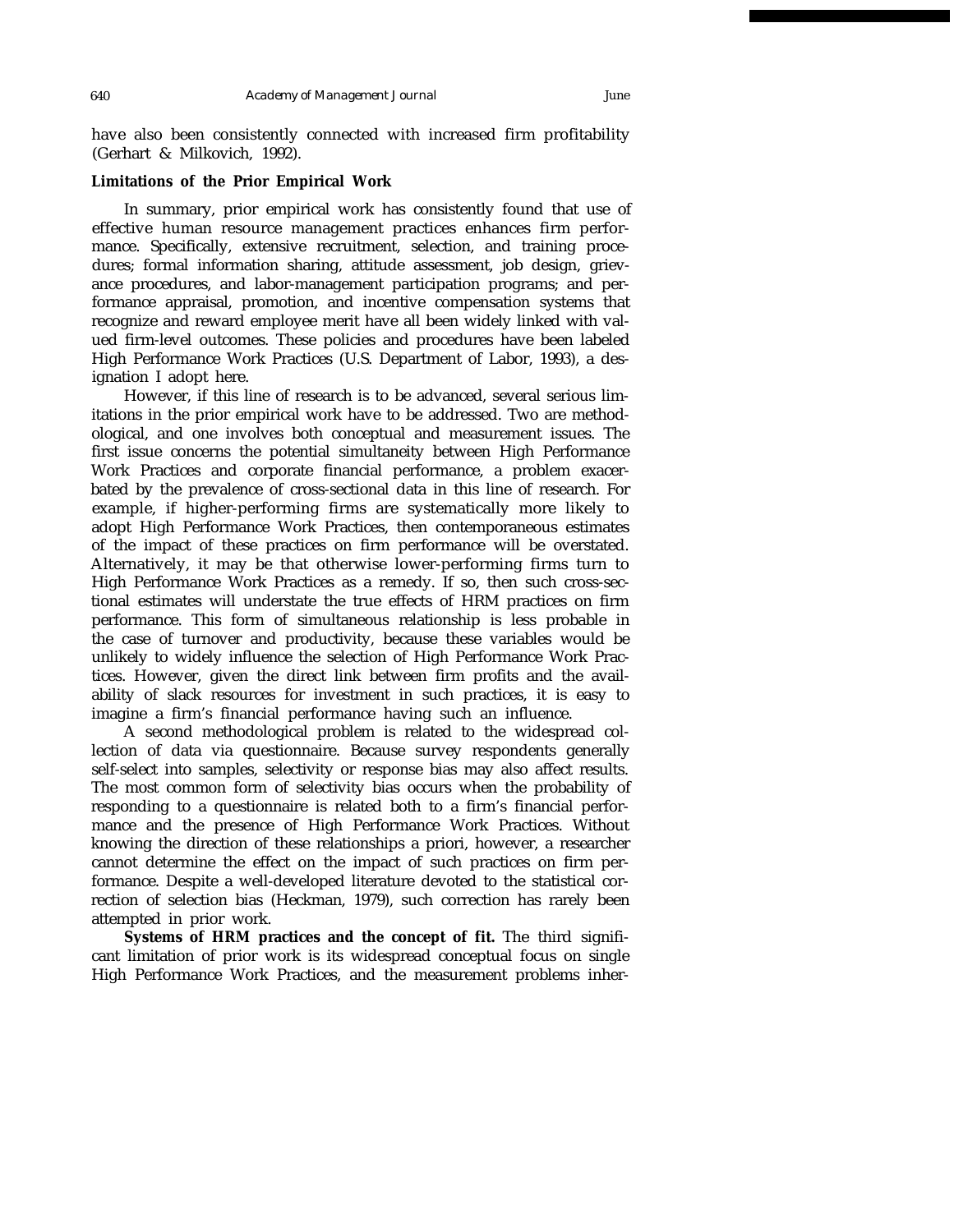have also been consistently connected with increased firm profitability (Gerhart & Milkovich, 1992).

### Limitations of the Prior Empirical Work

In summary, prior empirical work has consistently found that use of effective human resource management practices enhances firm performance. Specifically, extensive recruitment, selection, and training procedures; formal information sharing, attitude assessment, job design, grievance procedures, and labor-management participation programs; and performance appraisal, promotion, and incentive compensation systems that recognize and reward employee merit have all been widely linked with valued firm-level outcomes. These policies and procedures have been labeled High Performance Work Practices (U.S. Department of Labor, 1993), a designation I adopt here.

However, if this line of research is to be advanced, several serious limitations in the prior empirical work have to be addressed. Two are methodological, and one involves both conceptual and measurement issues. The first issue concerns the potential simultaneity between High Performance Work Practices and corporate financial performance, a problem exacerbated by the prevalence of cross-sectional data in this line of research. For example, if higher-performing firms are systematically more likely to adopt High Performance Work Practices, then contemporaneous estimates of the impact of these practices on firm performance will be overstated. Alternatively, it may be that otherwise lower-performing firms turn to High Performance Work Practices as a remedy. If so, then such cross-sectional estimates will understate the true effects of HRM practices on firm performance. This form of simultaneous relationship is less probable in the case of turnover and productivity, because these variables would be unlikely to widely influence the selection of High Performance Work Practices. However, given the direct link between firm profits and the availability of slack resources for investment in such practices, it is easy to imagine a firm's financial performance having such an influence.

A second methodological problem is related to the widespread collection of data via questionnaire. Because survey respondents generally self-select into samples, selectivity or response bias may also affect results. The most common form of selectivity bias occurs when the probability of responding to a questionnaire is related both to a firm's financial performance and the presence of High Performance Work Practices. Without knowing the direction of these relationships a priori, however, a researcher cannot determine the effect on the impact of such practices on firm performance. Despite a well-developed literature devoted to the statistical correction of selection bias (Heckman, 1979), such correction has rarely been attempted in prior work.

**Systems of HRM practices and the concept of fit.** The third significant limitation of prior work is its widespread conceptual focus on single High Performance Work Practices, and the measurement problems inher-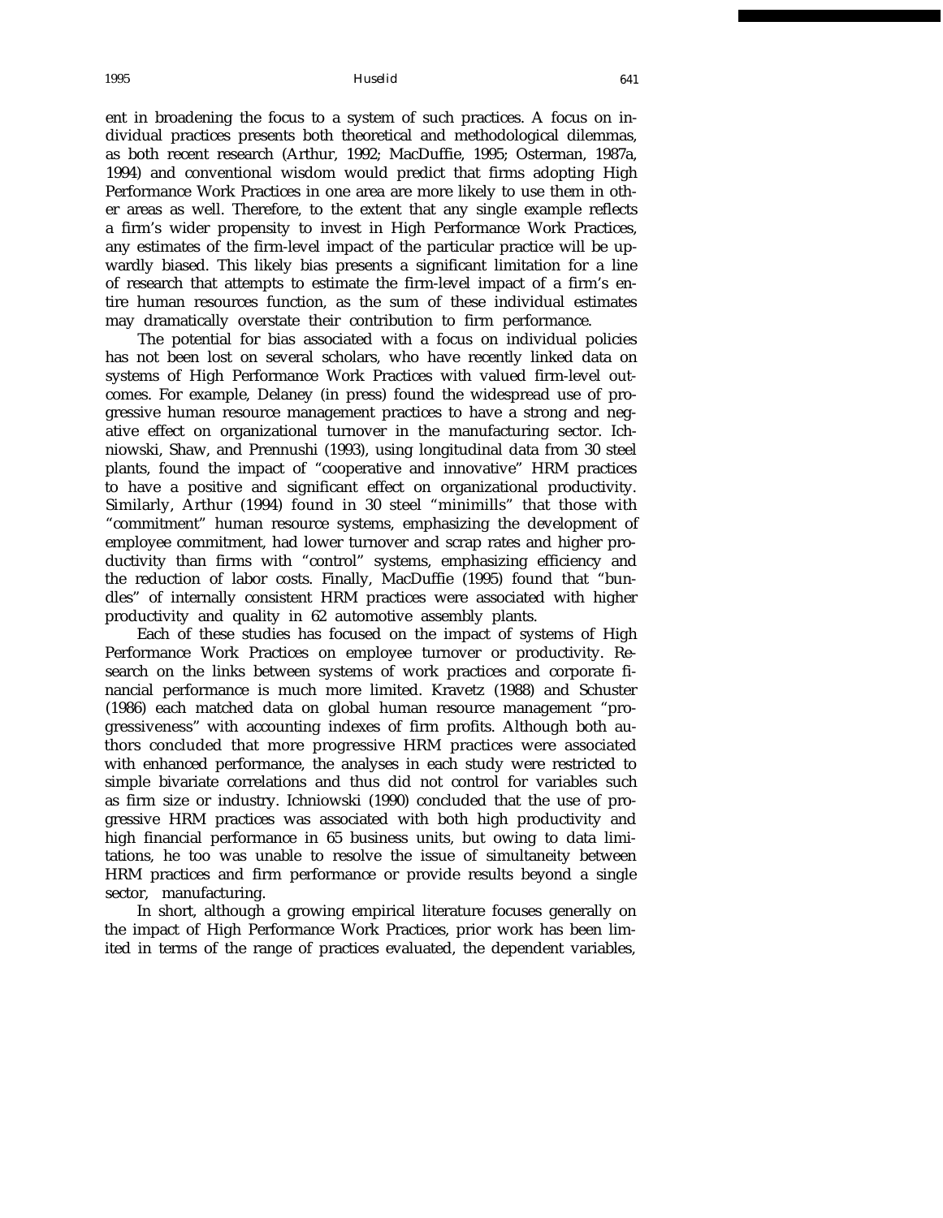ent in broadening the focus to a system of such practices. A focus on individual practices presents both theoretical and methodological dilemmas, as both recent research (Arthur, 1992; MacDuffie, 1995; Osterman, 1987a, 1994) and conventional wisdom would predict that firms adopting High Performance Work Practices in one area are more likely to use them in other areas as well. Therefore, to the extent that any single example reflects a firm's wider propensity to invest in High Performance Work Practices, any estimates of the firm-level impact of the particular practice will be upwardly biased. This likely bias presents a significant limitation for a line of research that attempts to estimate the firm-level impact of a firm's entire human resources function, as the sum of these individual estimates may dramatically overstate their contribution to firm performance.

The potential for bias associated with a focus on individual policies has not been lost on several scholars, who have recently linked data on systems of High Performance Work Practices with valued firm-level outcomes. For example, Delaney (in press) found the widespread use of progressive human resource management practices to have a strong and negative effect on organizational turnover in the manufacturing sector. Ichniowski, Shaw, and Prennushi (1993), using longitudinal data from 30 steel plants, found the impact of "cooperative and innovative" HRM practices to have a positive and significant effect on organizational productivity. Similarly, Arthur (1994) found in 30 steel "minimills" that those with "commitment" human resource systems, emphasizing the development of employee commitment, had lower turnover and scrap rates and higher productivity than firms with "control" systems, emphasizing efficiency and the reduction of labor costs. Finally, MacDuffie (1995) found that "bundles" of internally consistent HRM practices were associated with higher productivity and quality in 62 automotive assembly plants.

Each of these studies has focused on the impact of systems of High Performance Work Practices on employee turnover or productivity. Research on the links between systems of work practices and corporate financial performance is much more limited. Kravetz (1988) and Schuster (1986) each matched data on global human resource management "progressiveness" with accounting indexes of firm profits. Although both authors concluded that more progressive HRM practices were associated with enhanced performance, the analyses in each study were restricted to simple bivariate correlations and thus did not control for variables such as firm size or industry. Ichniowski (1990) concluded that the use of progressive HRM practices was associated with both high productivity and high financial performance in 65 business units, but owing to data limitations, he too was unable to resolve the issue of simultaneity between HRM practices and firm performance or provide results beyond a single sector, manufacturing.

In short, although a growing empirical literature focuses generally on the impact of High Performance Work Practices, prior work has been limited in terms of the range of practices evaluated, the dependent variables,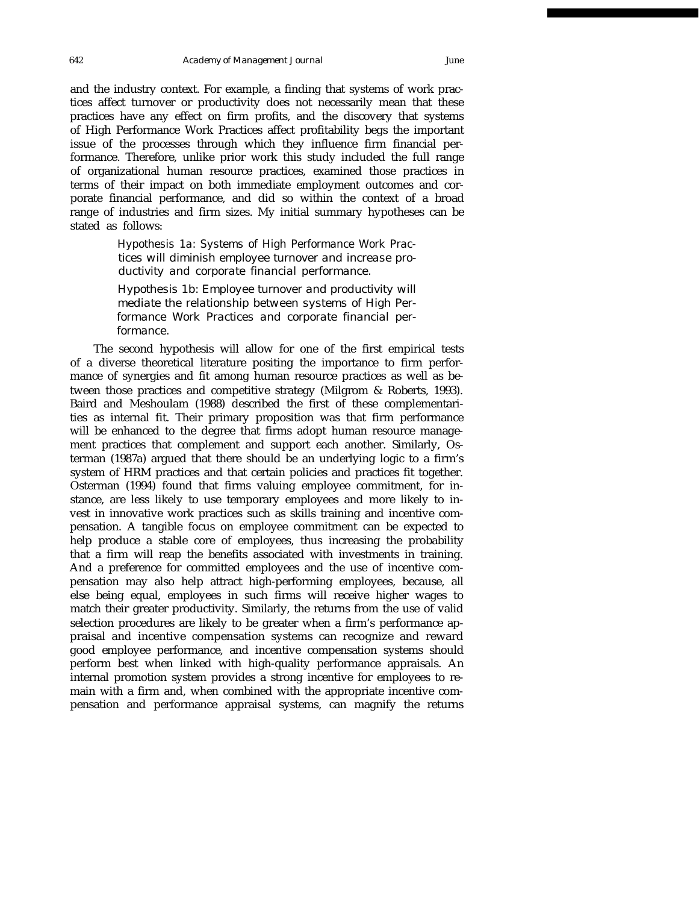and the industry context. For example, a finding that systems of work practices affect turnover or productivity does not necessarily mean that these practices have any effect on firm profits, and the discovery that systems of High Performance Work Practices affect profitability begs the important issue of the processes through which they influence firm financial performance. Therefore, unlike prior work this study included the full range of organizational human resource practices, examined those practices in terms of their impact on both immediate employment outcomes and corporate financial performance, and did so within the context of a broad range of industries and firm sizes. My initial summary hypotheses can be stated as follows:

> *Hypothesis 1a: Systems of High Performance Work Practices will diminish employee turnover and increase productivity and corporate financial performance.*
>
> *Hypothesis 1b: Employee turnover and productivity will mediate the relationship between systems of High Performance Work Practices and corporate financial performance.*

The second hypothesis will allow for one of the first empirical tests of a diverse theoretical literature positing the importance to firm performance of synergies and fit among human resource practices as well as between those practices and competitive strategy (Milgrom & Roberts, 1993). Baird and Meshoulam (1988) described the first of these complementarities as internal fit. Their primary proposition was that firm performance will be enhanced to the degree that firms adopt human resource management practices that complement and support each another. Similarly, Osterman (1987a) argued that there should be an underlying logic to a firm's system of HRM practices and that certain policies and practices fit together. Osterman (1994) found that firms valuing employee commitment, for instance, are less likely to use temporary employees and more likely to invest in innovative work practices such as skills training and incentive compensation. A tangible focus on employee commitment can be expected to help produce a stable core of employees, thus increasing the probability that a firm will reap the benefits associated with investments in training. And a preference for committed employees and the use of incentive compensation may also help attract high-performing employees, because, all else being equal, employees in such firms will receive higher wages to match their greater productivity. Similarly, the returns from the use of valid selection procedures are likely to be greater when a firm's performance appraisal and incentive compensation systems can recognize and reward good employee performance, and incentive compensation systems should perform best when linked with high-quality performance appraisals. An internal promotion system provides a strong incentive for employees to remain with a firm and, when combined with the appropriate incentive compensation and performance appraisal systems, can magnify the returns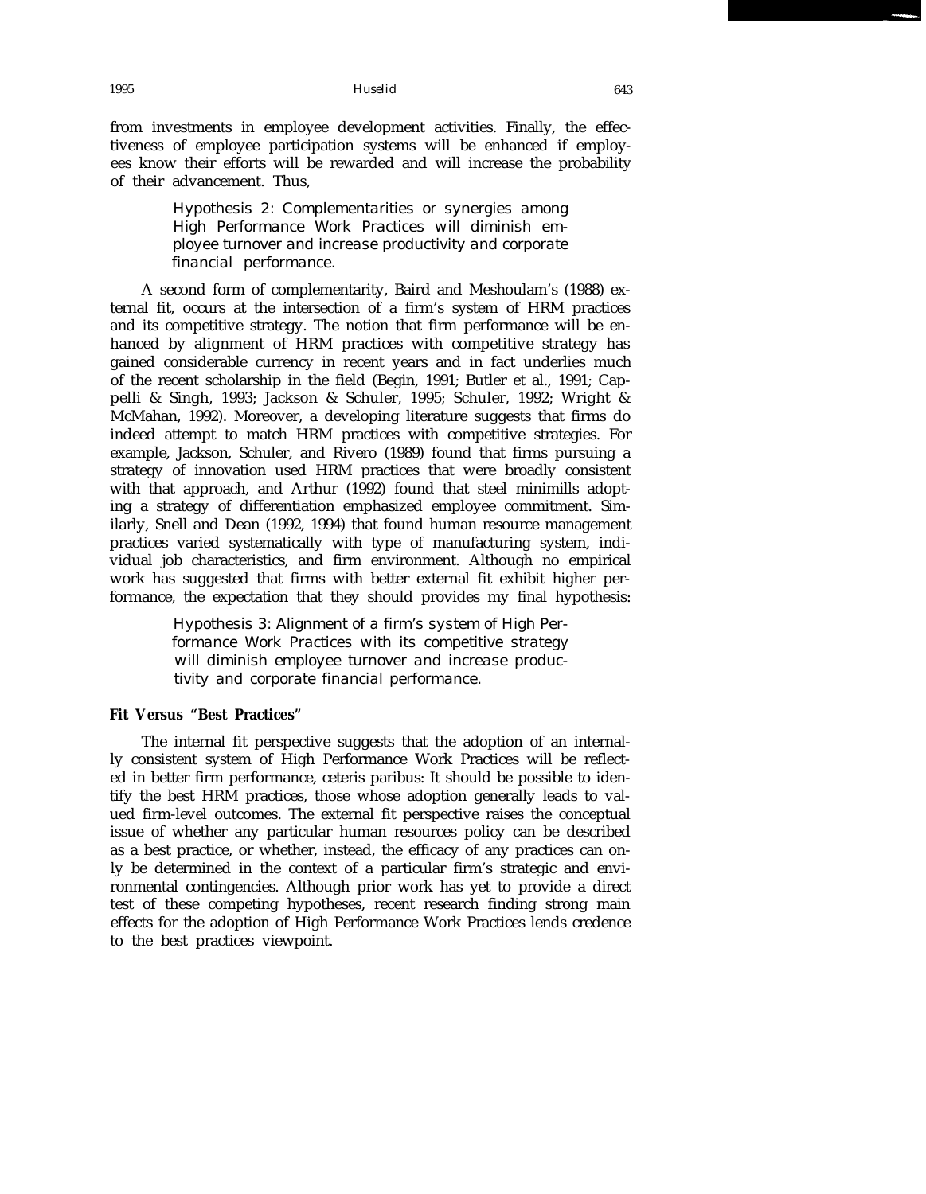from investments in employee development activities. Finally, the effectiveness of employee participation systems will be enhanced if employees know their efforts will be rewarded and will increase the probability of their advancement. Thus,

> *Hypothesis 2: Complementarities or synergies among High Performance Work Practices will diminish employee turnover and increase productivity and corporate financial performance.*

A second form of complementarity, Baird and Meshoulam's (1988) external fit, occurs at the intersection of a firm's system of HRM practices and its competitive strategy. The notion that firm performance will be enhanced by alignment of HRM practices with competitive strategy has gained considerable currency in recent years and in fact underlies much of the recent scholarship in the field (Begin, 1991; Butler et al., 1991; Cappelli & Singh, 1993; Jackson & Schuler, 1995; Schuler, 1992; Wright & McMahan, 1992). Moreover, a developing literature suggests that firms do indeed attempt to match HRM practices with competitive strategies. For example, Jackson, Schuler, and Rivero (1989) found that firms pursuing a strategy of innovation used HRM practices that were broadly consistent with that approach, and Arthur (1992) found that steel minimills adopting a strategy of differentiation emphasized employee commitment. Similarly, Snell and Dean (1992, 1994) that found human resource management practices varied systematically with type of manufacturing system, individual job characteristics, and firm environment. Although no empirical work has suggested that firms with better external fit exhibit higher performance, the expectation that they should provides my final hypothesis:

> *Hypothesis 3: Alignment of a firm's system of High Performance Work Practices with its competitive strategy will diminish employee turnover and increase productivity and corporate financial performance.*

**Fit Versus "Best Practices"**

The internal fit perspective suggests that the adoption of an internally consistent system of High Performance Work Practices will be reflected in better firm performance, ceteris paribus: It should be possible to identify the best HRM practices, those whose adoption generally leads to valued firm-level outcomes. The external fit perspective raises the conceptual issue of whether any particular human resources policy can be described as a best practice, or whether, instead, the efficacy of any practices can only be determined in the context of a particular firm's strategic and environmental contingencies. Although prior work has yet to provide a direct test of these competing hypotheses, recent research finding strong main effects for the adoption of High Performance Work Practices lends credence to the best practices viewpoint.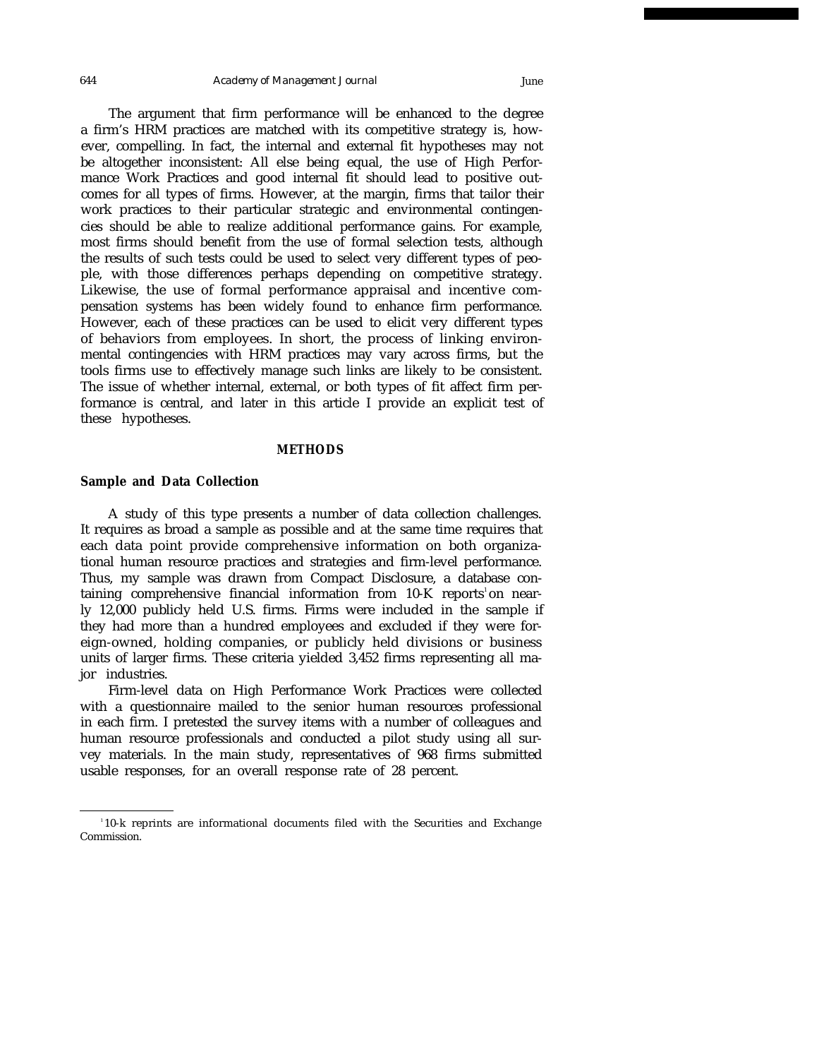The argument that firm performance will be enhanced to the degree a firm's HRM practices are matched with its competitive strategy is, however, compelling. In fact, the internal and external fit hypotheses may not be altogether inconsistent: All else being equal, the use of High Performance Work Practices and good internal fit should lead to positive outcomes for all types of firms. However, at the margin, firms that tailor their work practices to their particular strategic and environmental contingencies should be able to realize additional performance gains. For example, most firms should benefit from the use of formal selection tests, although the results of such tests could be used to select very different types of people, with those differences perhaps depending on competitive strategy. Likewise, the use of formal performance appraisal and incentive compensation systems has been widely found to enhance firm performance. However, each of these practices can be used to elicit very different types of behaviors from employees. In short, the process of linking environmental contingencies with HRM practices may vary across firms, but the tools firms use to effectively manage such links are likely to be consistent. The issue of whether internal, external, or both types of fit affect firm performance is central, and later in this article I provide an explicit test of these hypotheses.

## METHODS

### Sample and Data Collection

A study of this type presents a number of data collection challenges. It requires as broad a sample as possible and at the same time requires that each data point provide comprehensive information on both organizational human resource practices and strategies and firm-level performance. Thus, my sample was drawn from Compact Disclosure, a database containing comprehensive financial information from 10-K reports[1] on nearly 12,000 publicly held U.S. firms. Firms were included in the sample if they had more than a hundred employees and excluded if they were foreign-owned, holding companies, or publicly held divisions or business units of larger firms. These criteria yielded 3,452 firms representing all major industries.

Firm-level data on High Performance Work Practices were collected with a questionnaire mailed to the senior human resources professional in each firm. I pretested the survey items with a number of colleagues and human resource professionals and conducted a pilot study using all survey materials. In the main study, representatives of 968 firms submitted usable responses, for an overall response rate of 28 percent.

[1] 10-k reprints are informational documents filed with the Securities and Exchange Commission.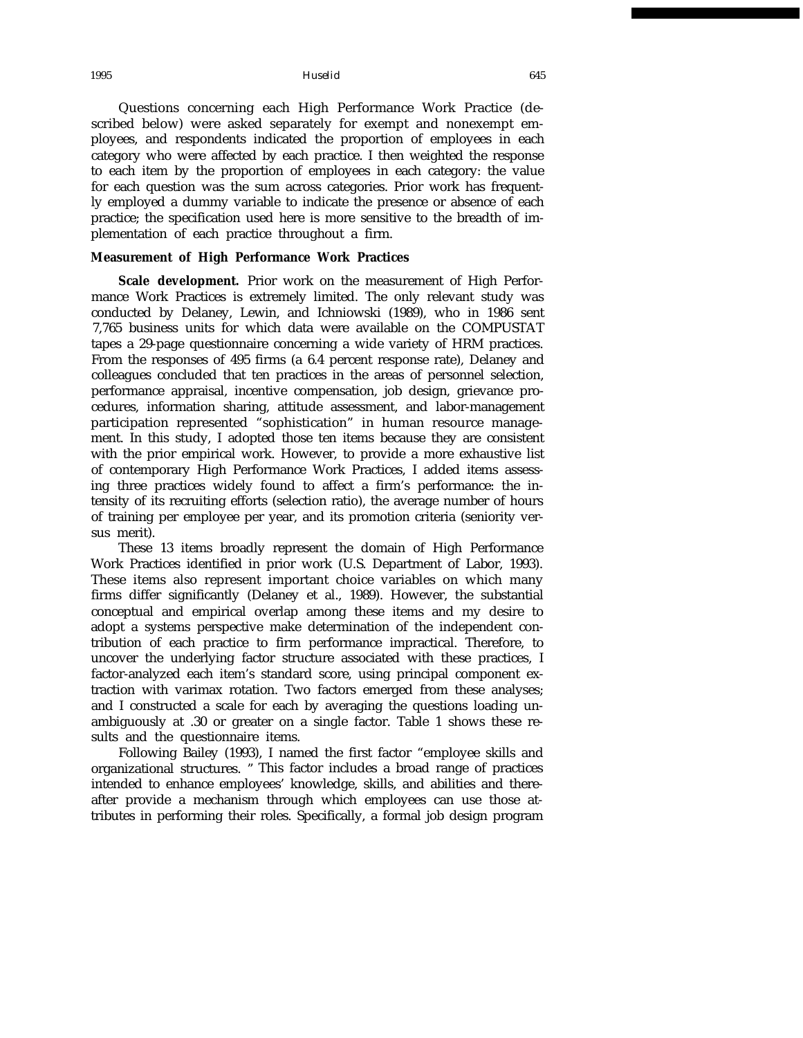Questions concerning each High Performance Work Practice (described below) were asked separately for exempt and nonexempt employees, and respondents indicated the proportion of employees in each category who were affected by each practice. I then weighted the response to each item by the proportion of employees in each category: the value for each question was the sum across categories. Prior work has frequently employed a dummy variable to indicate the presence or absence of each practice; the specification used here is more sensitive to the breadth of implementation of each practice throughout a firm.

### Measurement of High Performance Work Practices

**Scale development.** Prior work on the measurement of High Performance Work Practices is extremely limited. The only relevant study was conducted by Delaney, Lewin, and Ichniowski (1989), who in 1986 sent 7,765 business units for which data were available on the COMPUSTAT tapes a 29-page questionnaire concerning a wide variety of HRM practices. From the responses of 495 firms (a 6.4 percent response rate), Delaney and colleagues concluded that ten practices in the areas of personnel selection, performance appraisal, incentive compensation, job design, grievance procedures, information sharing, attitude assessment, and labor-management participation represented "sophistication" in human resource management. In this study, I adopted those ten items because they are consistent with the prior empirical work. However, to provide a more exhaustive list of contemporary High Performance Work Practices, I added items assessing three practices widely found to affect a firm's performance: the intensity of its recruiting efforts (selection ratio), the average number of hours of training per employee per year, and its promotion criteria (seniority versus merit).

These 13 items broadly represent the domain of High Performance Work Practices identified in prior work (U.S. Department of Labor, 1993). These items also represent important choice variables on which many firms differ significantly (Delaney et al., 1989). However, the substantial conceptual and empirical overlap among these items and my desire to adopt a systems perspective make determination of the independent contribution of each practice to firm performance impractical. Therefore, to uncover the underlying factor structure associated with these practices, I factor-analyzed each item's standard score, using principal component extraction with varimax rotation. Two factors emerged from these analyses; and I constructed a scale for each by averaging the questions loading unambiguously at .30 or greater on a single factor. Table 1 shows these results and the questionnaire items.

Following Bailey (1993), I named the first factor "employee skills and organizational structures." This factor includes a broad range of practices intended to enhance employees' knowledge, skills, and abilities and thereafter provide a mechanism through which employees can use those attributes in performing their roles. Specifically, a formal job design program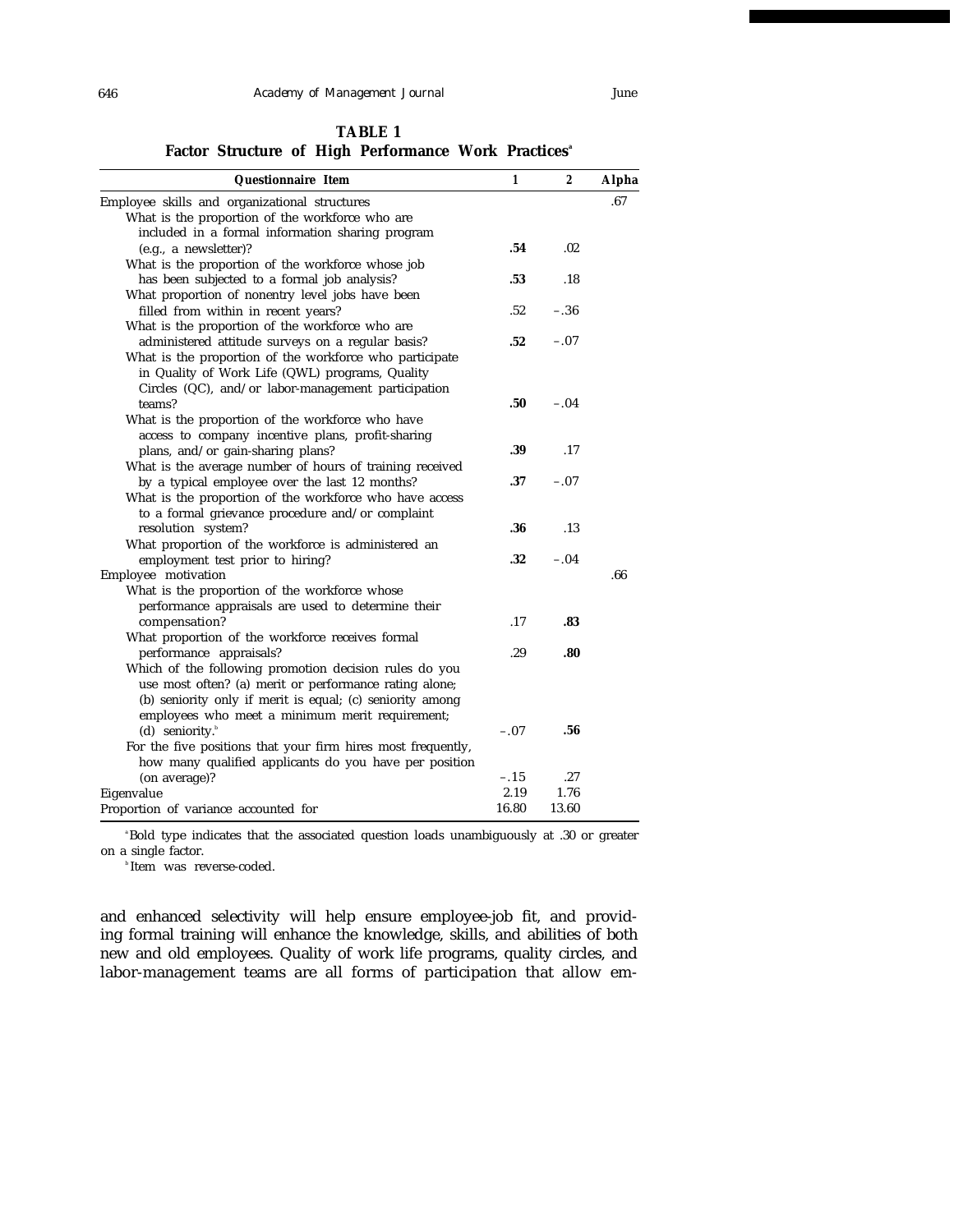**TABLE 1**
**Factor Structure of High Performance Work Practices**[a]

| Questionnaire Item | 1 | 2 | Alpha |
|---|---|---|---|
| Employee skills and organizational structures | | | .67 |
| What is the proportion of the workforce who are included in a formal information sharing program (e.g., a newsletter)? | **.54** | .02 | |
| What is the proportion of the workforce whose job has been subjected to a formal job analysis? | **.53** | .18 | |
| What proportion of nonentry level jobs have been filled from within in recent years? | .52 | –.36 | |
| What is the proportion of the workforce who are administered attitude surveys on a regular basis? | **.52** | –.07 | |
| What is the proportion of the workforce who participate in Quality of Work Life (QWL) programs, Quality Circles (QC), and/or labor-management participation teams? | **.50** | –.04 | |
| What is the proportion of the workforce who have access to company incentive plans, profit-sharing plans, and/or gain-sharing plans? | **.39** | .17 | |
| What is the average number of hours of training received by a typical employee over the last 12 months? | **.37** | –.07 | |
| What is the proportion of the workforce who have access to a formal grievance procedure and/or complaint resolution system? | **.36** | .13 | |
| What proportion of the workforce is administered an employment test prior to hiring? | **.32** | –.04 | |
| Employee motivation | | | .66 |
| What is the proportion of the workforce whose performance appraisals are used to determine their compensation? | .17 | **.83** | |
| What proportion of the workforce receives formal performance appraisals? | .29 | **.80** | |
| Which of the following promotion decision rules do you use most often? (a) merit or performance rating alone; (b) seniority only if merit is equal; (c) seniority among employees who meet a minimum merit requirement; (d) seniority.[b] | –.07 | **.56** | |
| For the five positions that your firm hires most frequently, how many qualified applicants do you have per position (on average)? | –.15 | .27 | |
| Eigenvalue | 2.19 | 1.76 | |
| Proportion of variance accounted for | 16.80 | 13.60 | |

[a] Bold type indicates that the associated question loads unambiguously at .30 or greater on a single factor.

[b] Item was reverse-coded.

and enhanced selectivity will help ensure employee-job fit, and providing formal training will enhance the knowledge, skills, and abilities of both new and old employees. Quality of work life programs, quality circles, and labor-management teams are all forms of participation that allow em-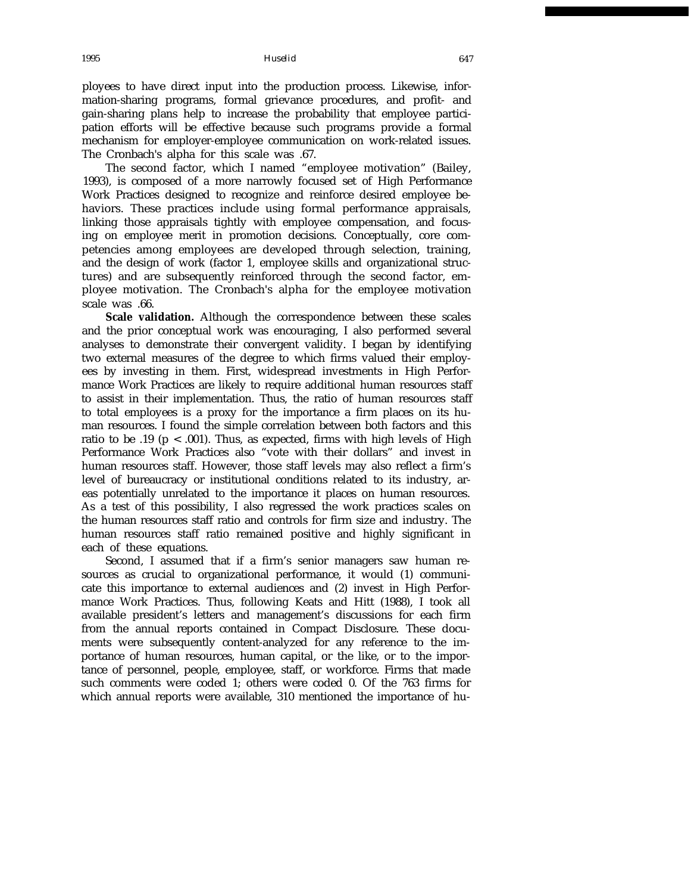ployees to have direct input into the production process. Likewise, information-sharing programs, formal grievance procedures, and profit- and gain-sharing plans help to increase the probability that employee participation efforts will be effective because such programs provide a formal mechanism for employer-employee communication on work-related issues. The Cronbach's alpha for this scale was .67.

The second factor, which I named "employee motivation" (Bailey, 1993), is composed of a more narrowly focused set of High Performance Work Practices designed to recognize and reinforce desired employee behaviors. These practices include using formal performance appraisals, linking those appraisals tightly with employee compensation, and focusing on employee merit in promotion decisions. Conceptually, core competencies among employees are developed through selection, training, and the design of work (factor 1, employee skills and organizational structures) and are subsequently reinforced through the second factor, employee motivation. The Cronbach's alpha for the employee motivation scale was .66.

**Scale validation.** Although the correspondence between these scales and the prior conceptual work was encouraging, I also performed several analyses to demonstrate their convergent validity. I began by identifying two external measures of the degree to which firms valued their employees by investing in them. First, widespread investments in High Performance Work Practices are likely to require additional human resources staff to assist in their implementation. Thus, the ratio of human resources staff to total employees is a proxy for the importance a firm places on its human resources. I found the simple correlation between both factors and this ratio to be .19 ($p < .001$). Thus, as expected, firms with high levels of High Performance Work Practices also "vote with their dollars" and invest in human resources staff. However, those staff levels may also reflect a firm's level of bureaucracy or institutional conditions related to its industry, areas potentially unrelated to the importance it places on human resources. As a test of this possibility, I also regressed the work practices scales on the human resources staff ratio and controls for firm size and industry. The human resources staff ratio remained positive and highly significant in each of these equations.

Second, I assumed that if a firm's senior managers saw human resources as crucial to organizational performance, it would (1) communicate this importance to external audiences and (2) invest in High Performance Work Practices. Thus, following Keats and Hitt (1988), I took all available president's letters and management's discussions for each firm from the annual reports contained in Compact Disclosure. These documents were subsequently content-analyzed for any reference to the importance of human resources, human capital, or the like, or to the importance of personnel, people, employee, staff, or workforce. Firms that made such comments were coded 1; others were coded 0. Of the 763 firms for which annual reports were available, 310 mentioned the importance of hu-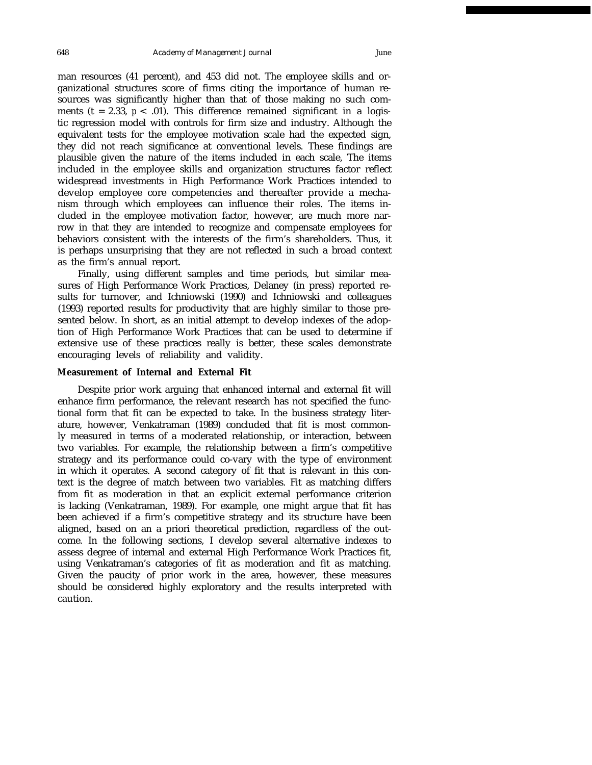man resources (41 percent), and 453 did not. The employee skills and organizational structures score of firms citing the importance of human resources was significantly higher than that of those making no such comments ($t = 2.33$, $p < .01$). This difference remained significant in a logistic regression model with controls for firm size and industry. Although the equivalent tests for the employee motivation scale had the expected sign, they did not reach significance at conventional levels. These findings are plausible given the nature of the items included in each scale, The items included in the employee skills and organization structures factor reflect widespread investments in High Performance Work Practices intended to develop employee core competencies and thereafter provide a mechanism through which employees can influence their roles. The items included in the employee motivation factor, however, are much more narrow in that they are intended to recognize and compensate employees for behaviors consistent with the interests of the firm's shareholders. Thus, it is perhaps unsurprising that they are not reflected in such a broad context as the firm's annual report.

Finally, using different samples and time periods, but similar measures of High Performance Work Practices, Delaney (in press) reported results for turnover, and Ichniowski (1990) and Ichniowski and colleagues (1993) reported results for productivity that are highly similar to those presented below. In short, as an initial attempt to develop indexes of the adoption of High Performance Work Practices that can be used to determine if extensive use of these practices really is better, these scales demonstrate encouraging levels of reliability and validity.

**Measurement of Internal and External Fit**

Despite prior work arguing that enhanced internal and external fit will enhance firm performance, the relevant research has not specified the functional form that fit can be expected to take. In the business strategy literature, however, Venkatraman (1989) concluded that fit is most commonly measured in terms of a moderated relationship, or interaction, between two variables. For example, the relationship between a firm's competitive strategy and its performance could co-vary with the type of environment in which it operates. A second category of fit that is relevant in this context is the degree of match between two variables. Fit as matching differs from fit as moderation in that an explicit external performance criterion is lacking (Venkatraman, 1989). For example, one might argue that fit has been achieved if a firm's competitive strategy and its structure have been aligned, based on an a priori theoretical prediction, regardless of the outcome. In the following sections, I develop several alternative indexes to assess degree of internal and external High Performance Work Practices fit, using Venkatraman's categories of fit as moderation and fit as matching. Given the paucity of prior work in the area, however, these measures should be considered highly exploratory and the results interpreted with caution.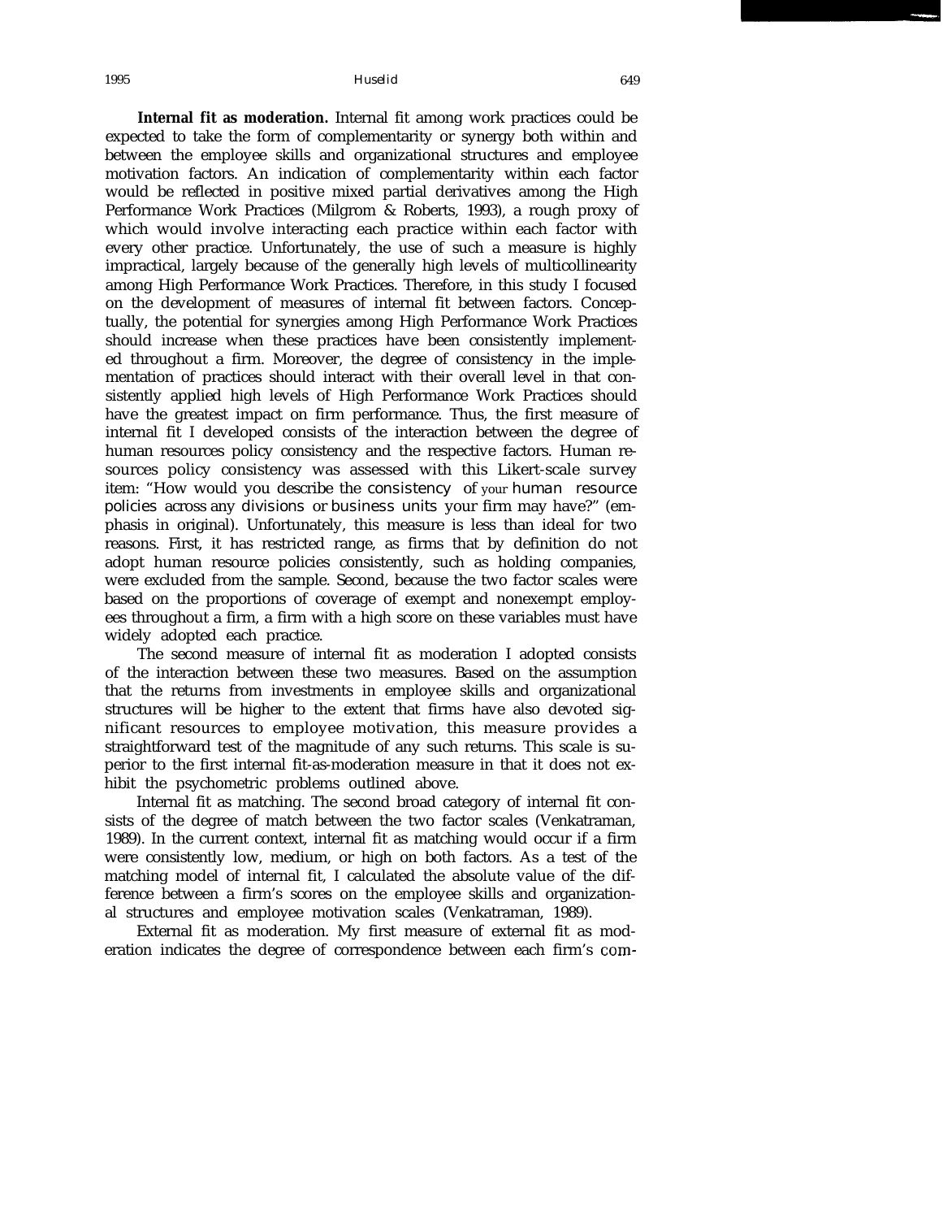**Internal fit as moderation.** Internal fit among work practices could be expected to take the form of complementarity or synergy both within and between the employee skills and organizational structures and employee motivation factors. An indication of complementarity within each factor would be reflected in positive mixed partial derivatives among the High Performance Work Practices (Milgrom & Roberts, 1993), a rough proxy of which would involve interacting each practice within each factor with every other practice. Unfortunately, the use of such a measure is highly impractical, largely because of the generally high levels of multicollinearity among High Performance Work Practices. Therefore, in this study I focused on the development of measures of internal fit between factors. Conceptually, the potential for synergies among High Performance Work Practices should increase when these practices have been consistently implemented throughout a firm. Moreover, the degree of consistency in the implementation of practices should interact with their overall level in that consistently applied high levels of High Performance Work Practices should have the greatest impact on firm performance. Thus, the first measure of internal fit I developed consists of the interaction between the degree of human resources policy consistency and the respective factors. Human resources policy consistency was assessed with this Likert-scale survey item: "How would you describe the *consistency* of *your human resource policies* across any *divisions* or *business units* your firm may have?" (emphasis in original). Unfortunately, this measure is less than ideal for two reasons. First, it has restricted range, as firms that by definition do not adopt human resource policies consistently, such as holding companies, were excluded from the sample. Second, because the two factor scales were based on the proportions of coverage of exempt and nonexempt employees throughout a firm, a firm with a high score on these variables must have widely adopted each practice.

The second measure of internal fit as moderation I adopted consists of the interaction between these two measures. Based on the assumption that the returns from investments in employee skills and organizational structures will be higher to the extent that firms have also devoted significant resources to employee motivation, this measure provides a straightforward test of the magnitude of any such returns. This scale is superior to the first internal fit-as-moderation measure in that it does not exhibit the psychometric problems outlined above.

Internal fit as matching. The second broad category of internal fit consists of the degree of match between the two factor scales (Venkatraman, 1989). In the current context, internal fit as matching would occur if a firm were consistently low, medium, or high on both factors. As a test of the matching model of internal fit, I calculated the absolute value of the difference between a firm's scores on the employee skills and organizational structures and employee motivation scales (Venkatraman, 1989).

External fit as moderation. My first measure of external fit as moderation indicates the degree of correspondence between each firm's com-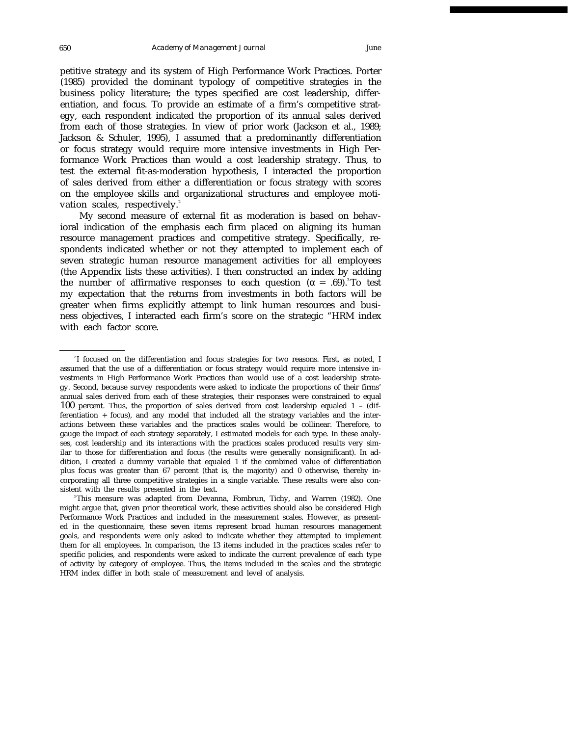petitive strategy and its system of High Performance Work Practices. Porter (1985) provided the dominant typology of competitive strategies in the business policy literature; the types specified are cost leadership, differentiation, and focus. To provide an estimate of a firm's competitive strategy, each respondent indicated the proportion of its annual sales derived from each of those strategies. In view of prior work (Jackson et al., 1989; Jackson & Schuler, 1995), I assumed that a predominantly differentiation or focus strategy would require more intensive investments in High Performance Work Practices than would a cost leadership strategy. Thus, to test the external fit-as-moderation hypothesis, I interacted the proportion of sales derived from either a differentiation or focus strategy with scores on the employee skills and organizational structures and employee motivation scales, respectively.[2]

My second measure of external fit as moderation is based on behavioral indication of the emphasis each firm placed on aligning its human resource management practices and competitive strategy. Specifically, respondents indicated whether or not they attempted to implement each of seven strategic human resource management activities for all employees (the Appendix lists these activities). I then constructed an index by adding the number of affirmative responses to each question ($\alpha = .69$).[3] To test my expectation that the returns from investments in both factors will be greater when firms explicitly attempt to link human resources and business objectives, I interacted each firm's score on the strategic "HRM index with each factor score.

---

[2] I focused on the differentiation and focus strategies for two reasons. First, as noted, I assumed that the use of a differentiation or focus strategy would require more intensive investments in High Performance Work Practices than would use of a cost leadership strategy. Second, because survey respondents were asked to indicate the proportions of their firms' annual sales derived from each of these strategies, their responses were constrained to equal 100 percent. Thus, the proportion of sales derived from cost leadership equaled 1 – (differentiation + focus), and any model that included all the strategy variables and the interactions between these variables and the practices scales would be collinear. Therefore, to gauge the impact of each strategy separately, I estimated models for each type. In these analyses, cost leadership and its interactions with the practices scales produced results very similar to those for differentiation and focus (the results were generally nonsignificant). In addition, I created a dummy variable that equaled 1 if the combined value of differentiation plus focus was greater than 67 percent (that is, the majority) and 0 otherwise, thereby incorporating all three competitive strategies in a single variable. These results were also consistent with the results presented in the text.

[3] This measure was adapted from Devanna, Fombrun, Tichy, and Warren (1982). One might argue that, given prior theoretical work, these activities should also be considered High Performance Work Practices and included in the measurement scales. However, as presented in the questionnaire, these seven items represent broad human resources management goals, and respondents were only asked to indicate whether they attempted to implement them for all employees. In comparison, the 13 items included in the practices scales refer to specific policies, and respondents were asked to indicate the current prevalence of each type of activity by category of employee. Thus, the items included in the scales and the strategic HRM index differ in both scale of measurement and level of analysis.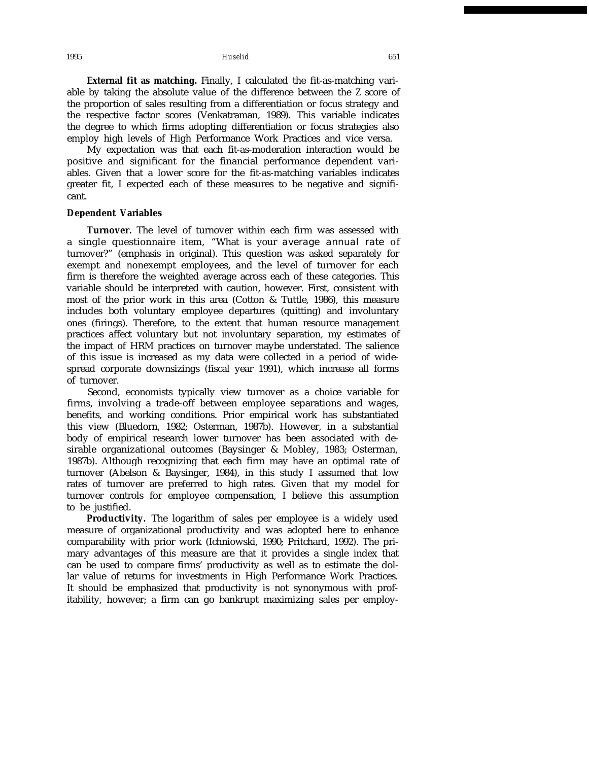**External fit as matching.** Finally, I calculated the fit-as-matching variable by taking the absolute value of the difference between the Z score of the proportion of sales resulting from a differentiation or focus strategy and the respective factor scores (Venkatraman, 1989). This variable indicates the degree to which firms adopting differentiation or focus strategies also employ high levels of High Performance Work Practices and vice versa.

My expectation was that each fit-as-moderation interaction would be positive and significant for the financial performance dependent variables. Given that a lower score for the fit-as-matching variables indicates greater fit, I expected each of these measures to be negative and significant.

### Dependent Variables

**Turnover.** The level of turnover within each firm was assessed with a single questionnaire item, "What is your *average annual rate* of turnover?" (emphasis in original). This question was asked separately for exempt and nonexempt employees, and the level of turnover for each firm is therefore the weighted average across each of these categories. This variable should be interpreted with caution, however. First, consistent with most of the prior work in this area (Cotton & Tuttle, 1986), this measure includes both voluntary employee departures (quitting) and involuntary ones (firings). Therefore, to the extent that human resource management practices affect voluntary but not involuntary separation, my estimates of the impact of HRM practices on turnover maybe understated. The salience of this issue is increased as my data were collected in a period of widespread corporate downsizings (fiscal year 1991), which increase all forms of turnover.

Second, economists typically view turnover as a choice variable for firms, involving a trade-off between employee separations and wages, benefits, and working conditions. Prior empirical work has substantiated this view (Bluedorn, 1982; Osterman, 1987b). However, in a substantial body of empirical research lower turnover has been associated with desirable organizational outcomes (Baysinger & Mobley, 1983; Osterman, 1987b). Although recognizing that each firm may have an optimal rate of turnover (Abelson & Baysinger, 1984), in this study I assumed that low rates of turnover are preferred to high rates. Given that my model for turnover controls for employee compensation, I believe this assumption to be justified.

**Productivity.** The logarithm of sales per employee is a widely used measure of organizational productivity and was adopted here to enhance comparability with prior work (Ichniowski, 1990; Pritchard, 1992). The primary advantages of this measure are that it provides a single index that can be used to compare firms' productivity as well as to estimate the dollar value of returns for investments in High Performance Work Practices. It should be emphasized that productivity is not synonymous with profitability, however; a firm can go bankrupt maximizing sales per employ-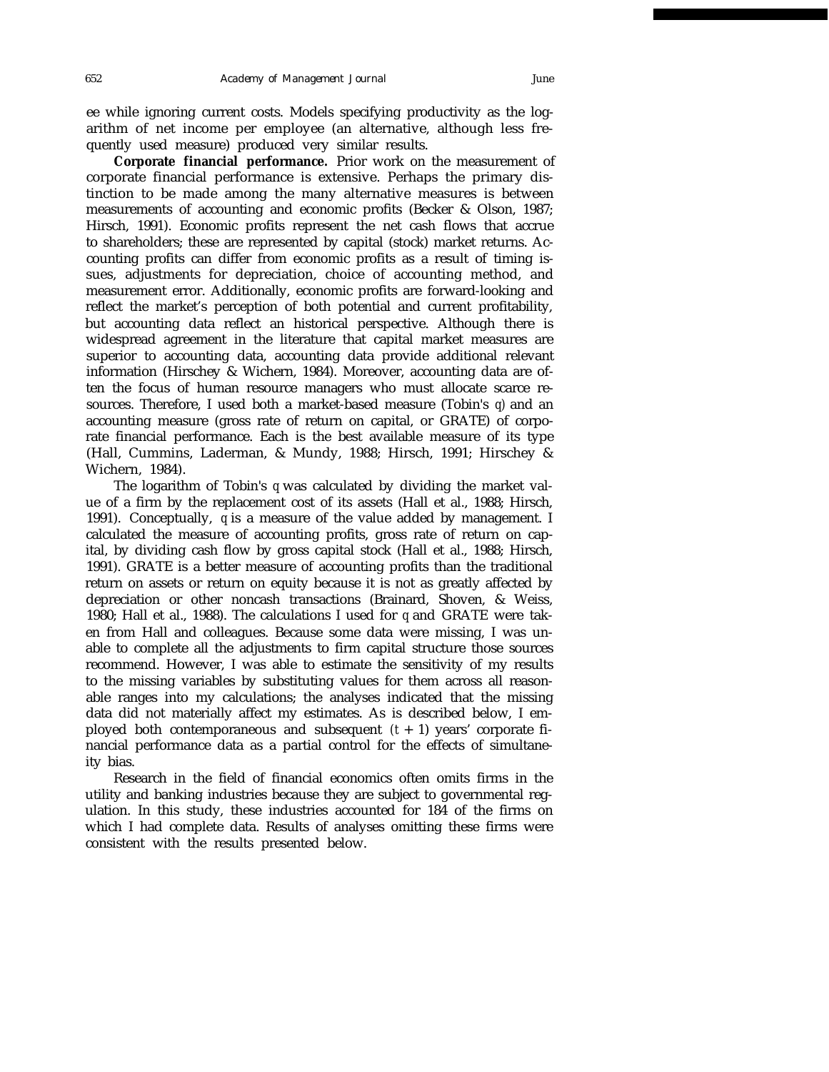ee while ignoring current costs. Models specifying productivity as the logarithm of net income per employee (an alternative, although less frequently used measure) produced very similar results.

**Corporate financial performance.** Prior work on the measurement of corporate financial performance is extensive. Perhaps the primary distinction to be made among the many alternative measures is between measurements of accounting and economic profits (Becker & Olson, 1987; Hirsch, 1991). Economic profits represent the net cash flows that accrue to shareholders; these are represented by capital (stock) market returns. Accounting profits can differ from economic profits as a result of timing issues, adjustments for depreciation, choice of accounting method, and measurement error. Additionally, economic profits are forward-looking and reflect the market's perception of both potential and current profitability, but accounting data reflect an historical perspective. Although there is widespread agreement in the literature that capital market measures are superior to accounting data, accounting data provide additional relevant information (Hirschey & Wichern, 1984). Moreover, accounting data are often the focus of human resource managers who must allocate scarce resources. Therefore, I used both a market-based measure (Tobin's *q*) and an accounting measure (gross rate of return on capital, or GRATE) of corporate financial performance. Each is the best available measure of its type (Hall, Cummins, Laderman, & Mundy, 1988; Hirsch, 1991; Hirschey & Wichern, 1984).

The logarithm of Tobin's *q* was calculated by dividing the market value of a firm by the replacement cost of its assets (Hall et al., 1988; Hirsch, 1991). Conceptually, *q* is a measure of the value added by management. I calculated the measure of accounting profits, gross rate of return on capital, by dividing cash flow by gross capital stock (Hall et al., 1988; Hirsch, 1991). GRATE is a better measure of accounting profits than the traditional return on assets or return on equity because it is not as greatly affected by depreciation or other noncash transactions (Brainard, Shoven, & Weiss, 1980; Hall et al., 1988). The calculations I used for *q* and GRATE were taken from Hall and colleagues. Because some data were missing, I was unable to complete all the adjustments to firm capital structure those sources recommend. However, I was able to estimate the sensitivity of my results to the missing variables by substituting values for them across all reasonable ranges into my calculations; the analyses indicated that the missing data did not materially affect my estimates. As is described below, I employed both contemporaneous and subsequent ($t + 1$) years' corporate financial performance data as a partial control for the effects of simultaneity bias.

Research in the field of financial economics often omits firms in the utility and banking industries because they are subject to governmental regulation. In this study, these industries accounted for 184 of the firms on which I had complete data. Results of analyses omitting these firms were consistent with the results presented below.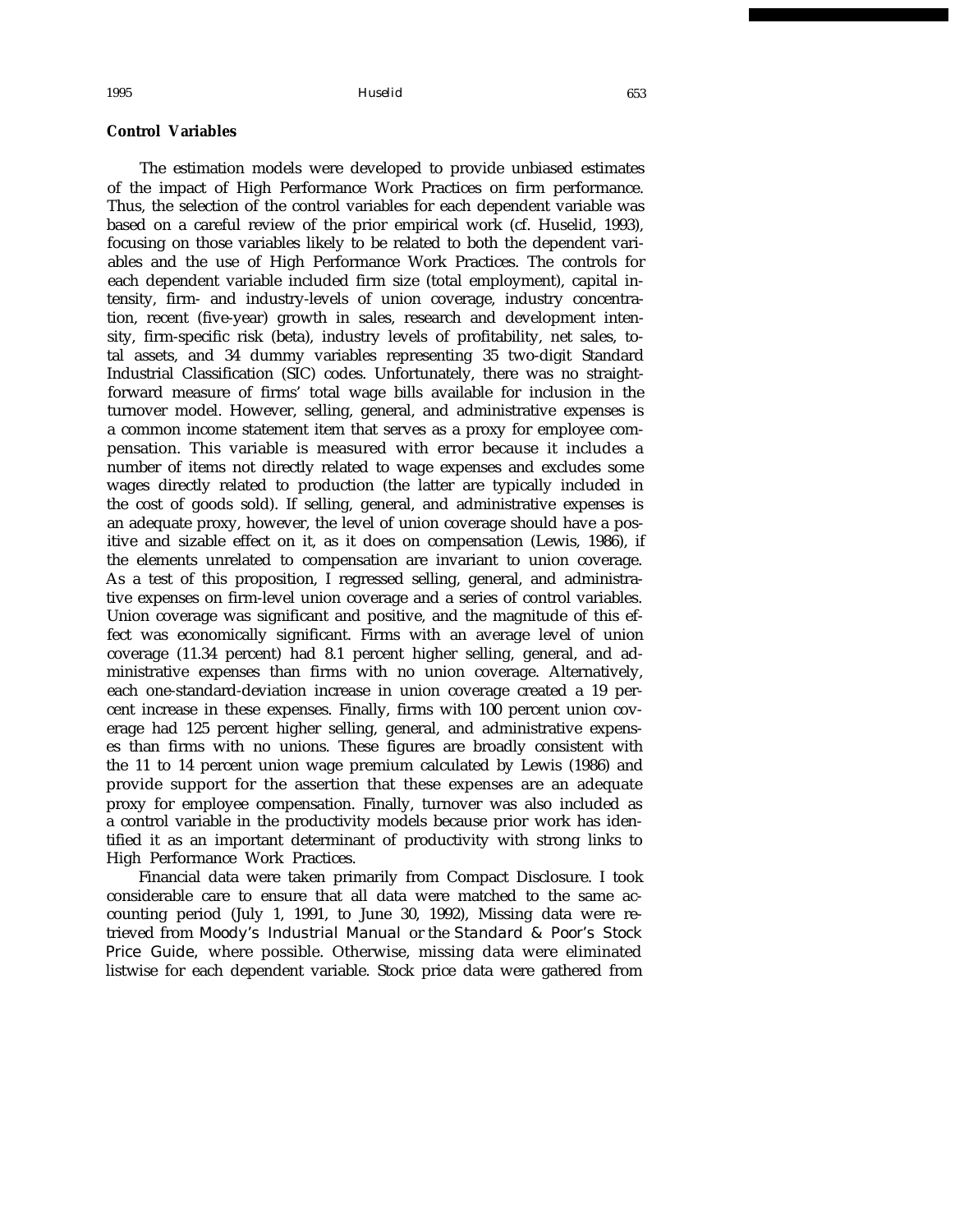**Control Variables**

The estimation models were developed to provide unbiased estimates of the impact of High Performance Work Practices on firm performance. Thus, the selection of the control variables for each dependent variable was based on a careful review of the prior empirical work (cf. Huselid, 1993), focusing on those variables likely to be related to both the dependent variables and the use of High Performance Work Practices. The controls for each dependent variable included firm size (total employment), capital intensity, firm- and industry-levels of union coverage, industry concentration, recent (five-year) growth in sales, research and development intensity, firm-specific risk (beta), industry levels of profitability, net sales, total assets, and 34 dummy variables representing 35 two-digit Standard Industrial Classification (SIC) codes. Unfortunately, there was no straightforward measure of firms' total wage bills available for inclusion in the turnover model. However, selling, general, and administrative expenses is a common income statement item that serves as a proxy for employee compensation. This variable is measured with error because it includes a number of items not directly related to wage expenses and excludes some wages directly related to production (the latter are typically included in the cost of goods sold). If selling, general, and administrative expenses is an adequate proxy, however, the level of union coverage should have a positive and sizable effect on it, as it does on compensation (Lewis, 1986), if the elements unrelated to compensation are invariant to union coverage. As a test of this proposition, I regressed selling, general, and administrative expenses on firm-level union coverage and a series of control variables. Union coverage was significant and positive, and the magnitude of this effect was economically significant. Firms with an average level of union coverage (11.34 percent) had 8.1 percent higher selling, general, and administrative expenses than firms with no union coverage. Alternatively, each one-standard-deviation increase in union coverage created a 19 percent increase in these expenses. Finally, firms with 100 percent union coverage had 125 percent higher selling, general, and administrative expenses than firms with no unions. These figures are broadly consistent with the 11 to 14 percent union wage premium calculated by Lewis (1986) and provide support for the assertion that these expenses are an adequate proxy for employee compensation. Finally, turnover was also included as a control variable in the productivity models because prior work has identified it as an important determinant of productivity with strong links to High Performance Work Practices.

Financial data were taken primarily from Compact Disclosure. I took considerable care to ensure that all data were matched to the same accounting period (July 1, 1991, to June 30, 1992), Missing data were retrieved from *Moody's Industrial Manual* or the *Standard & Poor's Stock Price Guide*, where possible. Otherwise, missing data were eliminated listwise for each dependent variable. Stock price data were gathered from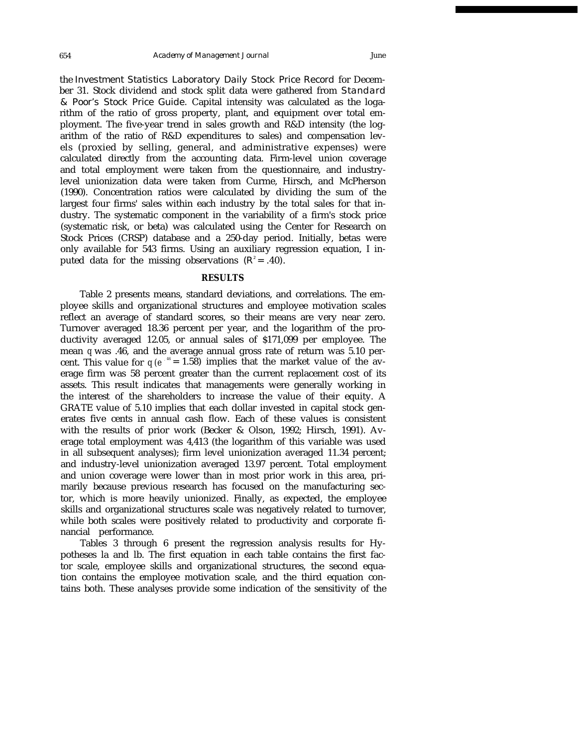the *Investment Statistics Laboratory Daily Stock Price Record* for December 31. Stock dividend and stock split data were gathered from *Standard & Poor's Stock Price Guide*. Capital intensity was calculated as the logarithm of the ratio of gross property, plant, and equipment over total employment. The five-year trend in sales growth and R&D intensity (the logarithm of the ratio of R&D expenditures to sales) and compensation levels (proxied by selling, general, and administrative expenses) were calculated directly from the accounting data. Firm-level union coverage and total employment were taken from the questionnaire, and industry-level unionization data were taken from Curme, Hirsch, and McPherson (1990). Concentration ratios were calculated by dividing the sum of the largest four firms' sales within each industry by the total sales for that industry. The systematic component in the variability of a firm's stock price (systematic risk, or beta) was calculated using the Center for Research on Stock Prices (CRSP) database and a 250-day period. Initially, betas were only available for 543 firms. Using an auxiliary regression equation, I inputed data for the missing observations ($R^2 = .40$).

## RESULTS

Table 2 presents means, standard deviations, and correlations. The employee skills and organizational structures and employee motivation scales reflect an average of standard scores, so their means are very near zero. Turnover averaged 18.36 percent per year, and the logarithm of the productivity averaged 12.05, or annual sales of $171,099 per employee. The mean *q* was .46, and the average annual gross rate of return was 5.10 percent. This value for *q* ($e^{.46} = 1.58$) implies that the market value of the average firm was 58 percent greater than the current replacement cost of its assets. This result indicates that managements were generally working in the interest of the shareholders to increase the value of their equity. A GRATE value of 5.10 implies that each dollar invested in capital stock generates five cents in annual cash flow. Each of these values is consistent with the results of prior work (Becker & Olson, 1992; Hirsch, 1991). Average total employment was 4,413 (the logarithm of this variable was used in all subsequent analyses); firm level unionization averaged 11.34 percent; and industry-level unionization averaged 13.97 percent. Total employment and union coverage were lower than in most prior work in this area, primarily because previous research has focused on the manufacturing sector, which is more heavily unionized. Finally, as expected, the employee skills and organizational structures scale was negatively related to turnover, while both scales were positively related to productivity and corporate financial performance.

Tables 3 through 6 present the regression analysis results for Hypotheses la and lb. The first equation in each table contains the first factor scale, employee skills and organizational structures, the second equation contains the employee motivation scale, and the third equation contains both. These analyses provide some indication of the sensitivity of the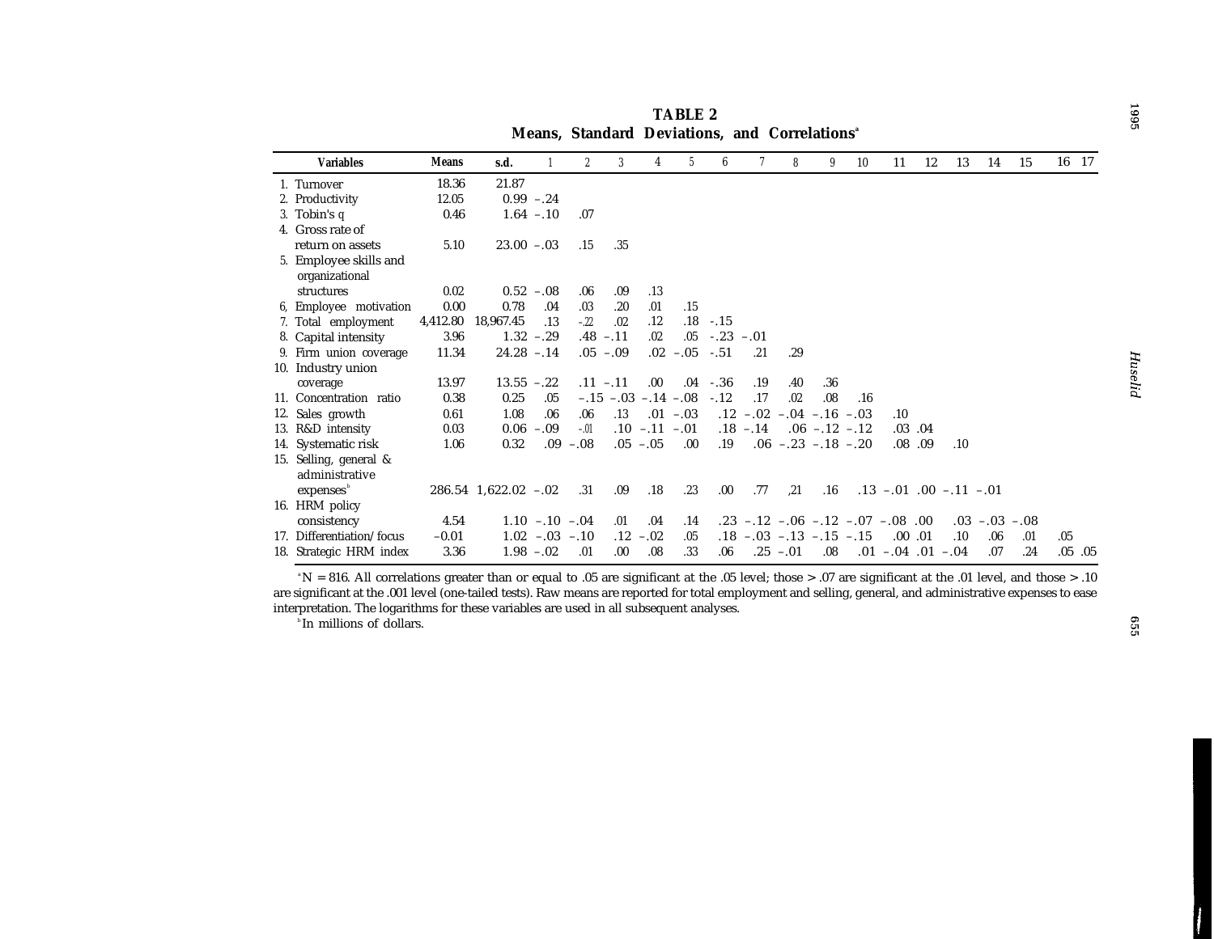**TABLE 2**

**Means, Standard Deviations, and Correlations**[a]

| Variables | Means | s.d. | 1 | 2 | 3 | 4 | 5 | 6 | 7 | 8 | 9 | 10 | 11 | 12 | 13 | 14 | 15 | 16 | 17 |
|---|---|---|---|---|---|---|---|---|---|---|---|---|---|---|---|---|---|---|---|
| 1. Turnover | 18.36 | 21.87 | | | | | | | | | | | | | | | | | |
| 2. Productivity | 12.05 | 0.99 | −.24 | | | | | | | | | | | | | | | | |
| 3. Tobin's q | 0.46 | 1.64 | −.10 | .07 | | | | | | | | | | | | | | | |
| 4. Gross rate of return on assets | 5.10 | 23.00 | −.03 | .15 | .35 | | | | | | | | | | | | | | |
| 5. Employee skills and organizational structures | 0.02 | 0.52 | −.08 | .06 | .09 | .13 | | | | | | | | | | | | | |
| 6. Employee motivation | 0.00 | 0.78 | .04 | .03 | .20 | .01 | .15 | | | | | | | | | | | | |
| 7. Total employment | 4,412.80 | 18,967.45 | .13 | −.22 | .02 | .12 | .18 | −.15 | | | | | | | | | | | |
| 8. Capital intensity | 3.96 | 1.32 | −.29 | .48 | −.11 | .02 | .05 | −.23 | −.01 | | | | | | | | | | |
| 9. Firm union coverage | 11.34 | 24.28 | −.14 | .05 | −.09 | .02 | −.05 | −.51 | .21 | .29 | | | | | | | | | |
| 10. Industry union coverage | 13.97 | 13.55 | −.22 | .11 | −.11 | .00 | .04 | −.36 | .19 | .40 | .36 | | | | | | | | |
| 11. Concentration ratio | 0.38 | 0.25 | .05 | −.15 | −.03 | −.14 | −.08 | −.12 | .17 | .02 | .08 | .16 | | | | | | | |
| 12. Sales growth | 0.61 | 1.08 | .06 | .06 | .13 | .01 | −.03 | .12 | −.02 | −.04 | −.16 | −.03 | .10 | | | | | | |
| 13. R&D intensity | 0.03 | 0.06 | −.09 | −.01 | .10 | −.11 | −.01 | .18 | −.14 | .06 | −.12 | −.12 | .03 | .04 | | | | | |
| 14. Systematic risk | 1.06 | 0.32 | .09 | −.08 | .05 | −.05 | .00 | .19 | .06 | −.23 | −.18 | −.20 | .08 | .09 | .10 | | | | |
| 15. Selling, general & administrative expenses[b] | 286.54 | 1,622.02 | −.02 | .31 | .09 | .18 | .23 | .00 | .77 | .21 | .16 | .13 | −.01 | .00 | −.11 | −.01 | | | |
| 16. HRM policy consistency | 4.54 | 1.10 | −.10 | −.04 | .01 | .04 | .14 | .23 | −.12 | −.06 | −.12 | −.07 | −.08 | .00 | .03 | −.03 | −.08 | | |
| 17. Differentiation/focus | −0.01 | 1.02 | −.03 | −.10 | .12 | −.02 | .05 | .18 | −.03 | −.13 | −.15 | −.15 | .00 | .01 | .10 | .06 | .01 | .05 | |
| 18. Strategic HRM index | 3.36 | 1.98 | −.02 | .01 | .00 | .08 | .33 | .06 | .25 | −.01 | .08 | .01 | −.04 | .01 | −.04 | .07 | .24 | .05 | .05 |

[a] N = 816. All correlations greater than or equal to .05 are significant at the .05 level; those > .07 are significant at the .01 level, and those > .10 are significant at the .001 level (one-tailed tests). Raw means are reported for total employment and selling, general, and administrative expenses to ease interpretation. The logarithms for these variables are used in all subsequent analyses.

[b] In millions of dollars.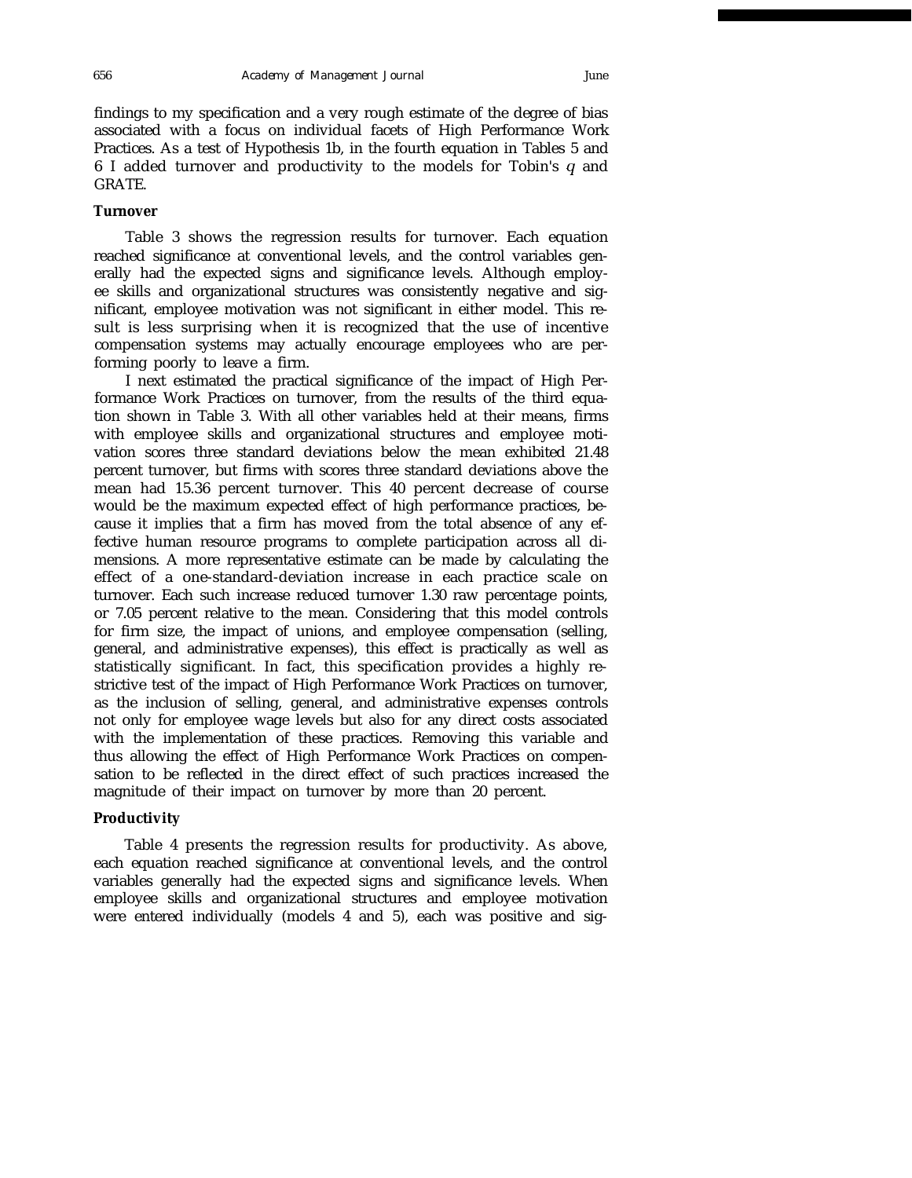findings to my specification and a very rough estimate of the degree of bias associated with a focus on individual facets of High Performance Work Practices. As a test of Hypothesis 1b, in the fourth equation in Tables 5 and 6 I added turnover and productivity to the models for Tobin's $q$ and GRATE.

**Turnover**

Table 3 shows the regression results for turnover. Each equation reached significance at conventional levels, and the control variables generally had the expected signs and significance levels. Although employee skills and organizational structures was consistently negative and significant, employee motivation was not significant in either model. This result is less surprising when it is recognized that the use of incentive compensation systems may actually encourage employees who are performing poorly to leave a firm.

I next estimated the practical significance of the impact of High Performance Work Practices on turnover, from the results of the third equation shown in Table 3. With all other variables held at their means, firms with employee skills and organizational structures and employee motivation scores three standard deviations below the mean exhibited 21.48 percent turnover, but firms with scores three standard deviations above the mean had 15.36 percent turnover. This 40 percent decrease of course would be the maximum expected effect of high performance practices, because it implies that a firm has moved from the total absence of any effective human resource programs to complete participation across all dimensions. A more representative estimate can be made by calculating the effect of a one-standard-deviation increase in each practice scale on turnover. Each such increase reduced turnover 1.30 raw percentage points, or 7.05 percent relative to the mean. Considering that this model controls for firm size, the impact of unions, and employee compensation (selling, general, and administrative expenses), this effect is practically as well as statistically significant. In fact, this specification provides a highly restrictive test of the impact of High Performance Work Practices on turnover, as the inclusion of selling, general, and administrative expenses controls not only for employee wage levels but also for any direct costs associated with the implementation of these practices. Removing this variable and thus allowing the effect of High Performance Work Practices on compensation to be reflected in the direct effect of such practices increased the magnitude of their impact on turnover by more than 20 percent.

**Productivity**

Table 4 presents the regression results for productivity. As above, each equation reached significance at conventional levels, and the control variables generally had the expected signs and significance levels. When employee skills and organizational structures and employee motivation were entered individually (models 4 and 5), each was positive and sig-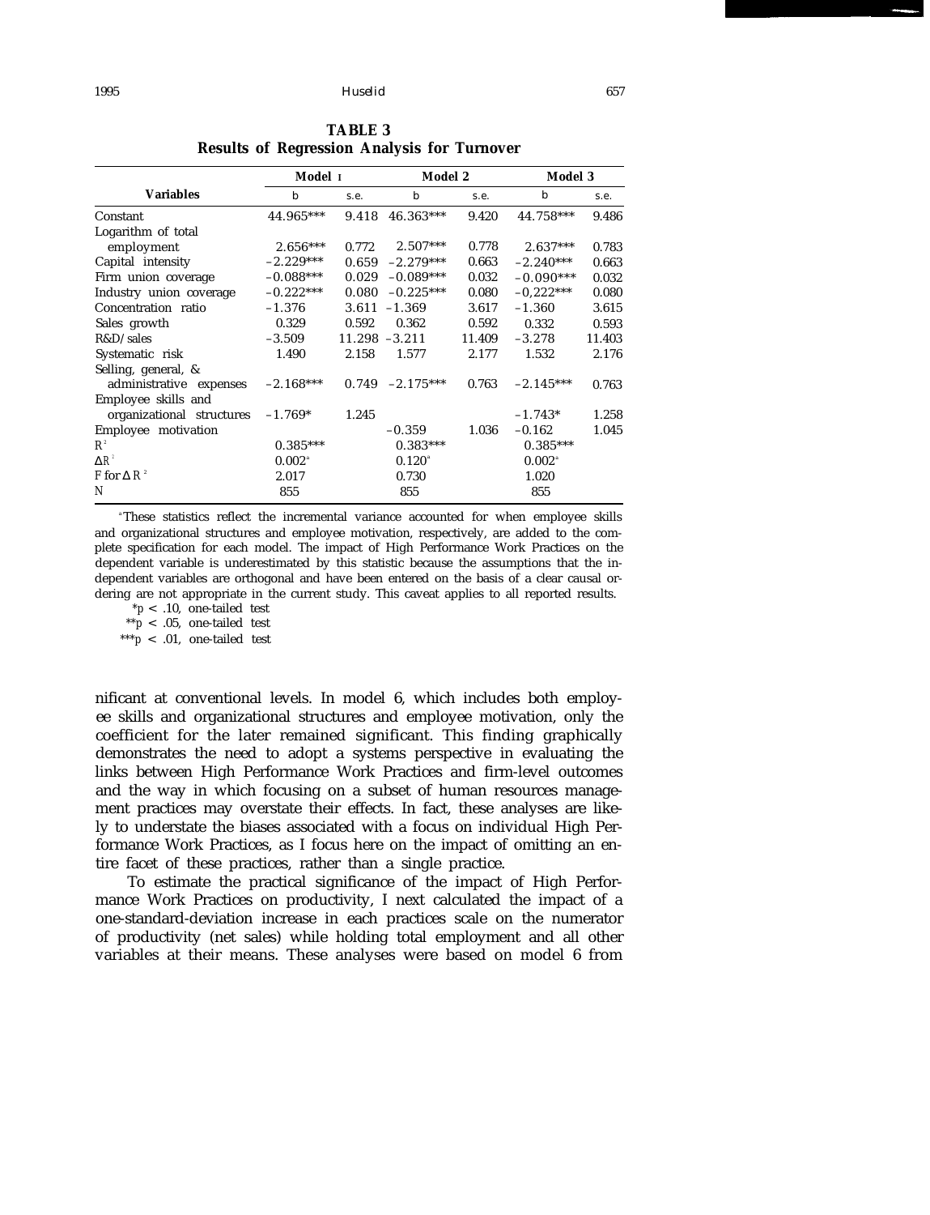**TABLE 3**
**Results of Regression Analysis for Turnover**

| Variables | Model 1 | | Model 2 | | Model 3 | |
|---|---|---|---|---|---|---|
| | b | s.e. | b | s.e. | b | s.e. |
| Constant | 44.965*** | 9.418 | 46.363*** | 9.420 | 44.758*** | 9.486 |
| Logarithm of total employment | 2.656*** | 0.772 | 2.507*** | 0.778 | 2.637*** | 0.783 |
| Capital intensity | −2.229*** | 0.659 | −2.279*** | 0.663 | −2.240*** | 0.663 |
| Firm union coverage | −0.088*** | 0.029 | −0.089*** | 0.032 | −0.090*** | 0.032 |
| Industry union coverage | −0.222*** | 0.080 | −0.225*** | 0.080 | −0,222*** | 0.080 |
| Concentration ratio | −1.376 | 3.611 | −1.369 | 3.617 | −1.360 | 3.615 |
| Sales growth | 0.329 | 0.592 | 0.362 | 0.592 | 0.332 | 0.593 |
| R&D/sales | −3.509 | 11.298 | −3.211 | 11.409 | −3.278 | 11.403 |
| Systematic risk | 1.490 | 2.158 | 1.577 | 2.177 | 1.532 | 2.176 |
| Selling, general, & administrative expenses | −2.168*** | 0.749 | −2.175*** | 0.763 | −2.145*** | 0.763 |
| Employee skills and organizational structures | −1.769* | 1.245 | | | −1.743* | 1.258 |
| Employee motivation | | | −0.359 | 1.036 | −0.162 | 1.045 |
| $R^2$ | 0.385*** | | 0.383*** | | 0.385*** | |
| $\Delta R^2$ | 0.002[a] | | 0.120[a] | | 0.002[a] | |
| F for $\Delta R^2$ | 2.017 | | 0.730 | | 1.020 | |
| N | 855 | | 855 | | 855 | |

[a]These statistics reflect the incremental variance accounted for when employee skills and organizational structures and employee motivation, respectively, are added to the complete specification for each model. The impact of High Performance Work Practices on the dependent variable is underestimated by this statistic because the assumptions that the independent variables are orthogonal and have been entered on the basis of a clear causal ordering are not appropriate in the current study. This caveat applies to all reported results.

*$p < .10$, one-tailed test
**$p < .05$, one-tailed test
***$p < .01$, one-tailed test

nificant at conventional levels. In model 6, which includes both employee skills and organizational structures and employee motivation, only the coefficient for the later remained significant. This finding graphically demonstrates the need to adopt a systems perspective in evaluating the links between High Performance Work Practices and firm-level outcomes and the way in which focusing on a subset of human resources management practices may overstate their effects. In fact, these analyses are likely to understate the biases associated with a focus on individual High Performance Work Practices, as I focus here on the impact of omitting an entire facet of these practices, rather than a single practice.

To estimate the practical significance of the impact of High Performance Work Practices on productivity, I next calculated the impact of a one-standard-deviation increase in each practices scale on the numerator of productivity (net sales) while holding total employment and all other variables at their means. These analyses were based on model 6 from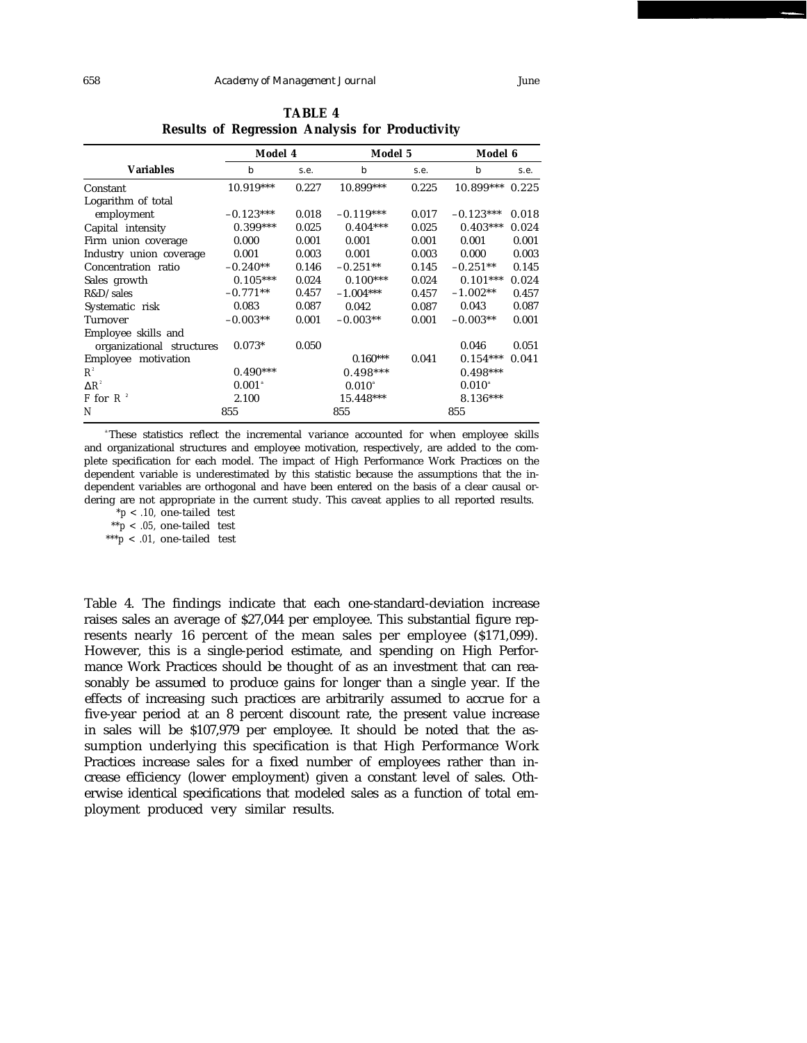**TABLE 4**
**Results of Regression Analysis for Productivity**

| Variables | Model 4 b | Model 4 s.e. | Model 5 b | Model 5 s.e. | Model 6 b | Model 6 s.e. |
|---|---|---|---|---|---|---|
| Constant | 10.919*** | 0.227 | 10.899*** | 0.225 | 10.899*** | 0.225 |
| Logarithm of total employment | −0.123*** | 0.018 | −0.119*** | 0.017 | −0.123*** | 0.018 |
| Capital intensity | 0.399*** | 0.025 | 0.404*** | 0.025 | 0.403*** | 0.024 |
| Firm union coverage | 0.000 | 0.001 | 0.001 | 0.001 | 0.001 | 0.001 |
| Industry union coverage | 0.001 | 0.003 | 0.001 | 0.003 | 0.000 | 0.003 |
| Concentration ratio | −0.240** | 0.146 | −0.251** | 0.145 | −0.251** | 0.145 |
| Sales growth | 0.105*** | 0.024 | 0.100*** | 0.024 | 0.101*** | 0.024 |
| R&D/sales | −0.771** | 0.457 | −1.004*** | 0.457 | −1.002** | 0.457 |
| Systematic risk | 0.083 | 0.087 | 0.042 | 0.087 | 0.043 | 0.087 |
| Turnover | −0.003** | 0.001 | −0.003** | 0.001 | −0.003** | 0.001 |
| Employee skills and organizational structures | 0.073* | 0.050 | | | 0.046 | 0.051 |
| Employee motivation | | | 0.160*** | 0.041 | 0.154*** | 0.041 |
| $R^2$ | 0.490*** | | 0.498*** | | 0.498*** | |
| $\Delta R^2$ | 0.001[a] | | 0.010[a] | | 0.010[a] | |
| F for $R^2$ | 2.100 | | 15.448*** | | 8.136*** | |
| N | 855 | | 855 | | 855 | |

[a] These statistics reflect the incremental variance accounted for when employee skills and organizational structures and employee motivation, respectively, are added to the complete specification for each model. The impact of High Performance Work Practices on the dependent variable is underestimated by this statistic because the assumptions that the independent variables are orthogonal and have been entered on the basis of a clear causal ordering are not appropriate in the current study. This caveat applies to all reported results.

\* $p < .10$, one-tailed test
\*\* $p < .05$, one-tailed test
\*\*\* $p < .01$, one-tailed test

Table 4. The findings indicate that each one-standard-deviation increase raises sales an average of $27,044 per employee. This substantial figure represents nearly 16 percent of the mean sales per employee ($171,099). However, this is a single-period estimate, and spending on High Performance Work Practices should be thought of as an investment that can reasonably be assumed to produce gains for longer than a single year. If the effects of increasing such practices are arbitrarily assumed to accrue for a five-year period at an 8 percent discount rate, the present value increase in sales will be $107,979 per employee. It should be noted that the assumption underlying this specification is that High Performance Work Practices increase sales for a fixed number of employees rather than increase efficiency (lower employment) given a constant level of sales. Otherwise identical specifications that modeled sales as a function of total employment produced very similar results.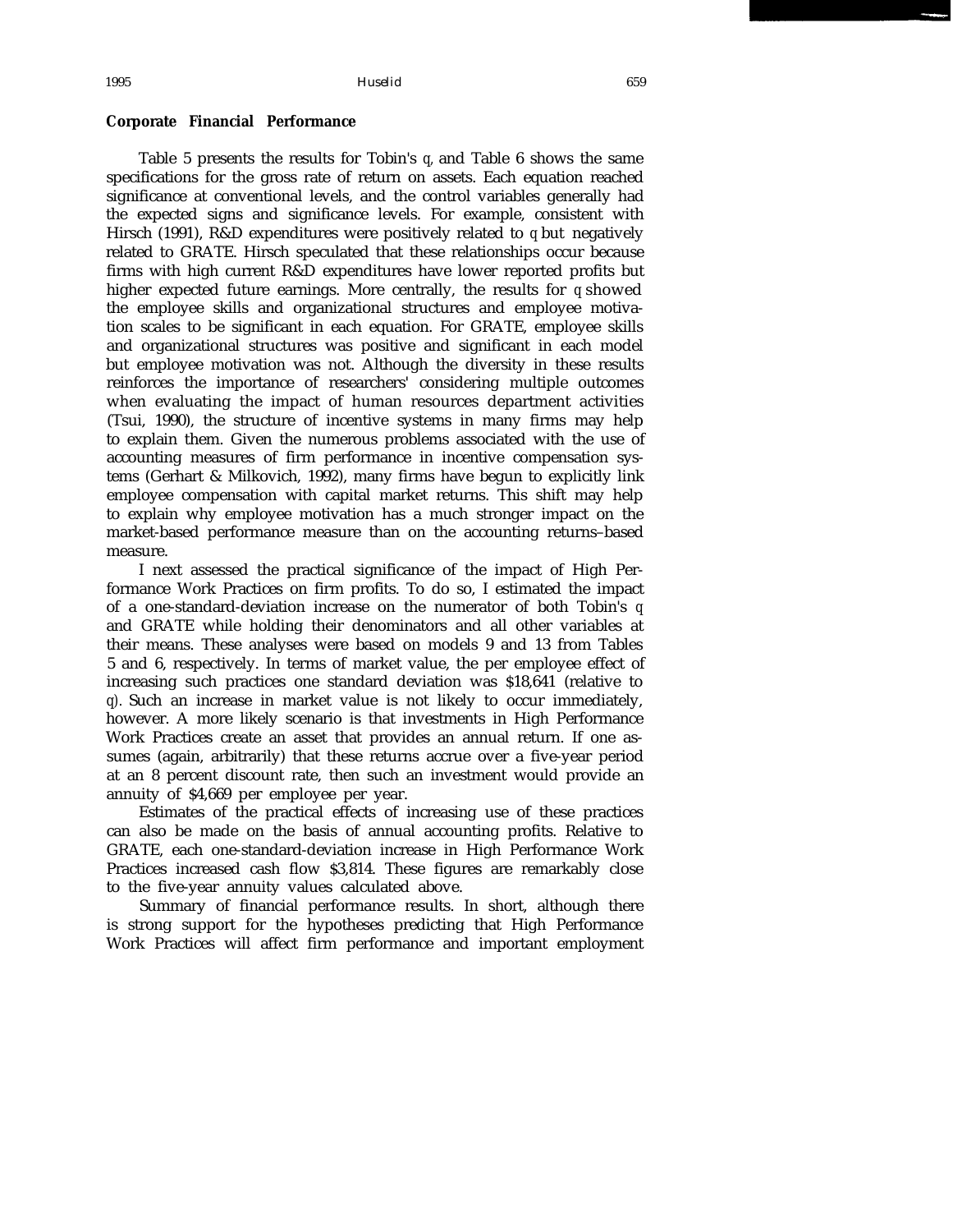## Corporate Financial Performance

Table 5 presents the results for Tobin's *q*, and Table 6 shows the same specifications for the gross rate of return on assets. Each equation reached significance at conventional levels, and the control variables generally had the expected signs and significance levels. For example, consistent with Hirsch (1991), R&D expenditures were positively related to *q* but negatively related to GRATE. Hirsch speculated that these relationships occur because firms with high current R&D expenditures have lower reported profits but higher expected future earnings. More centrally, the results for *q* showed the employee skills and organizational structures and employee motivation scales to be significant in each equation. For GRATE, employee skills and organizational structures was positive and significant in each model but employee motivation was not. Although the diversity in these results reinforces the importance of researchers' considering multiple outcomes when evaluating the impact of human resources department activities (Tsui, 1990), the structure of incentive systems in many firms may help to explain them. Given the numerous problems associated with the use of accounting measures of firm performance in incentive compensation systems (Gerhart & Milkovich, 1992), many firms have begun to explicitly link employee compensation with capital market returns. This shift may help to explain why employee motivation has a much stronger impact on the market-based performance measure than on the accounting returns–based measure.

I next assessed the practical significance of the impact of High Performance Work Practices on firm profits. To do so, I estimated the impact of a one-standard-deviation increase on the numerator of both Tobin's *q* and GRATE while holding their denominators and all other variables at their means. These analyses were based on models 9 and 13 from Tables 5 and 6, respectively. In terms of market value, the per employee effect of increasing such practices one standard deviation was $18,641 (relative to *q*). Such an increase in market value is not likely to occur immediately, however. A more likely scenario is that investments in High Performance Work Practices create an asset that provides an annual return. If one assumes (again, arbitrarily) that these returns accrue over a five-year period at an 8 percent discount rate, then such an investment would provide an annuity of $4,669 per employee per year.

Estimates of the practical effects of increasing use of these practices can also be made on the basis of annual accounting profits. Relative to GRATE, each one-standard-deviation increase in High Performance Work Practices increased cash flow $3,814. These figures are remarkably close to the five-year annuity values calculated above.

*Summary of financial performance results.* In short, although there is strong support for the hypotheses predicting that High Performance Work Practices will affect firm performance and important employment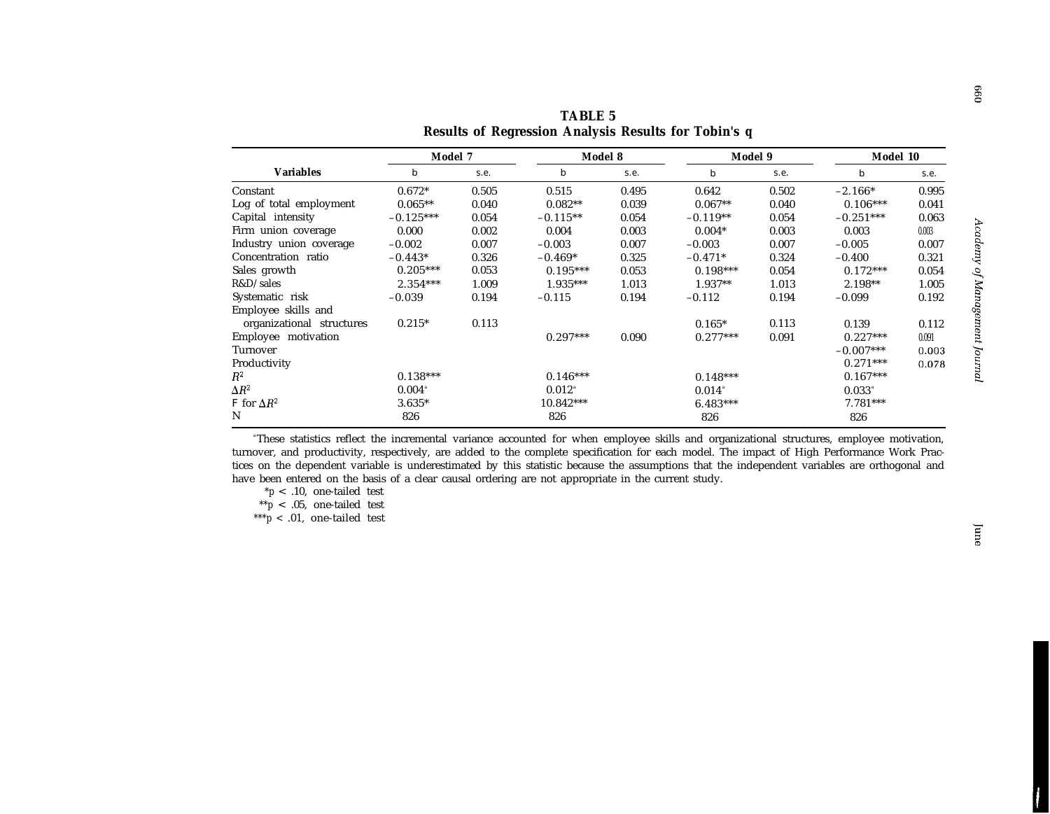**TABLE 5**
**Results of Regression Analysis Results for Tobin's q**

| Variables | Model 7 | | Model 8 | | Model 9 | | Model 10 | |
|---|---|---|---|---|---|---|---|---|
| | b | s.e. | b | s.e. | b | s.e. | b | s.e. |
| Constant | 0.672* | 0.505 | 0.515 | 0.495 | 0.642 | 0.502 | −2.166* | 0.995 |
| Log of total employment | 0.065** | 0.040 | 0.082** | 0.039 | 0.067** | 0.040 | 0.106*** | 0.041 |
| Capital intensity | −0.125*** | 0.054 | −0.115** | 0.054 | −0.119** | 0.054 | −0.251*** | 0.063 |
| Firm union coverage | 0.000 | 0.002 | 0.004 | 0.003 | 0.004* | 0.003 | 0.003 | 0.003 |
| Industry union coverage | −0.002 | 0.007 | −0.003 | 0.007 | −0.003 | 0.007 | −0.005 | 0.007 |
| Concentration ratio | −0.443* | 0.326 | −0.469* | 0.325 | −0.471* | 0.324 | −0.400 | 0.321 |
| Sales growth | 0.205*** | 0.053 | 0.195*** | 0.053 | 0.198*** | 0.054 | 0.172*** | 0.054 |
| R&D/sales | 2.354*** | 1.009 | 1.935*** | 1.013 | 1.937** | 1.013 | 2.198** | 1.005 |
| Systematic risk | −0.039 | 0.194 | −0.115 | 0.194 | −0.112 | 0.194 | −0.099 | 0.192 |
| Employee skills and organizational structures | 0.215* | 0.113 | | | 0.165* | 0.113 | 0.139 | 0.112 |
| Employee motivation | | | 0.297*** | 0.090 | 0.277*** | 0.091 | 0.227*** | 0.091 |
| Turnover | | | | | | | −0.007*** | 0.003 |
| Productivity | | | | | | | 0.271*** | 0.078 |
| $R^2$ | 0.138*** | | 0.146*** | | 0.148*** | | 0.167*** | |
| $\Delta R^2$ | 0.004[a] | | 0.012[a] | | 0.014[a] | | 0.033[a] | |
| F for $\Delta R^2$ | 3.635* | | 10.842*** | | 6.483*** | | 7.781*** | |
| N | 826 | | 826 | | 826 | | 826 | |

[a] These statistics reflect the incremental variance accounted for when employee skills and organizational structures, employee motivation, turnover, and productivity, respectively, are added to the complete specification for each model. The impact of High Performance Work Practices on the dependent variable is underestimated by this statistic because the assumptions that the independent variables are orthogonal and have been entered on the basis of a clear causal ordering are not appropriate in the current study.

* $p < .10$, one-tailed test

** $p < .05$, one-tailed test

*** $p < .01$, one-tailed test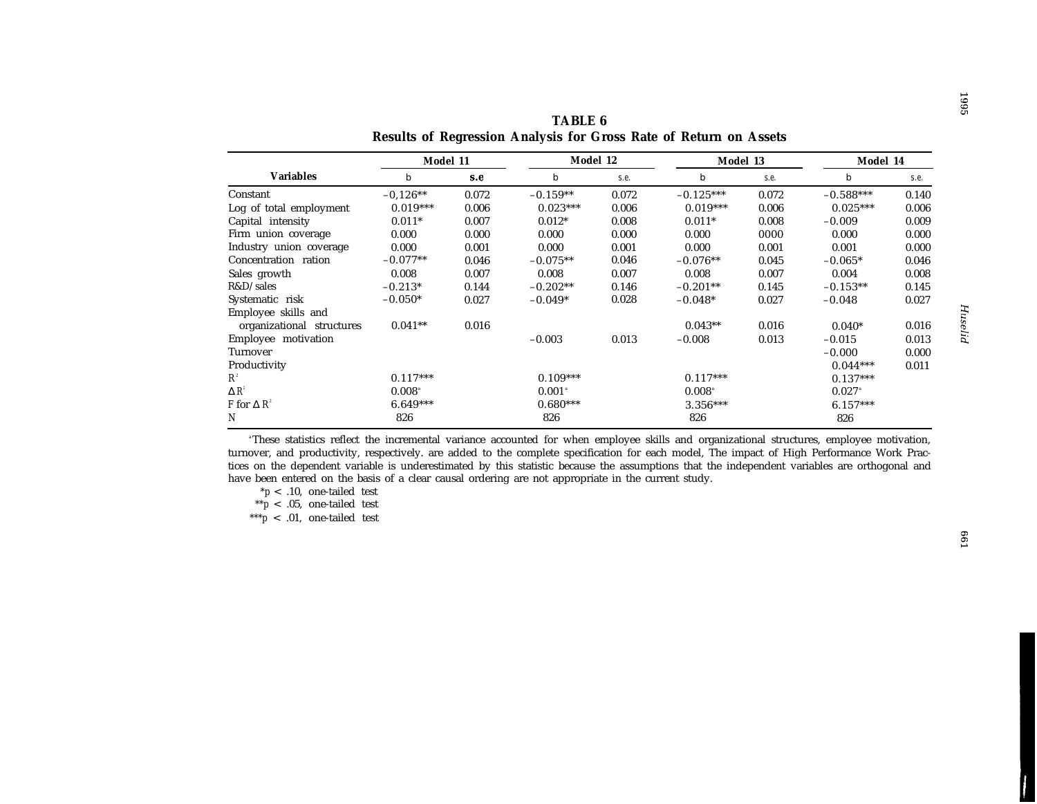**TABLE 6**
**Results of Regression Analysis for Gross Rate of Return on Assets**

| Variables | Model 11 | | Model 12 | | Model 13 | | Model 14 | |
|---|---|---|---|---|---|---|---|---|
| | b | s.e | b | s.e. | b | s.e. | b | s.e. |
| Constant | –0,126** | 0.072 | –0.159** | 0.072 | –0.125*** | 0.072 | –0.588*** | 0.140 |
| Log of total employment | 0.019*** | 0.006 | 0.023*** | 0.006 | 0.019*** | 0.006 | 0.025*** | 0.006 |
| Capital intensity | 0.011* | 0.007 | 0.012* | 0.008 | 0.011* | 0.008 | –0.009 | 0.009 |
| Firm union coverage | 0.000 | 0.000 | 0.000 | 0.000 | 0.000 | 0000 | 0.000 | 0.000 |
| Industry union coverage | 0.000 | 0.001 | 0.000 | 0.001 | 0.000 | 0.001 | 0.001 | 0.000 |
| Concentration ration | –0.077** | 0.046 | –0.075** | 0.046 | –0.076** | 0.045 | –0.065* | 0.046 |
| Sales growth | 0.008 | 0.007 | 0.008 | 0.007 | 0.008 | 0.007 | 0.004 | 0.008 |
| R&D/sales | –0.213* | 0.144 | –0.202** | 0.146 | –0.201** | 0.145 | –0.153** | 0.145 |
| Systematic risk | –0.050* | 0.027 | –0.049* | 0.028 | –0.048* | 0.027 | –0.048 | 0.027 |
| Employee skills and organizational structures | 0.041** | 0.016 | | | 0.043** | 0.016 | 0.040* | 0.016 |
| Employee motivation | | | –0.003 | 0.013 | –0.008 | 0.013 | –0.015 | 0.013 |
| Turnover | | | | | | | –0.000 | 0.000 |
| Productivity | | | | | | | 0.044*** | 0.011 |
| $R^2$ | 0.117*** | | 0.109*** | | 0.117*** | | 0.137*** | |
| $\Delta R^2$ | 0.008[a] | | 0.001[a] | | 0.008[a] | | 0.027[a] | |
| F for $\Delta R^2$ | 6.649*** | | 0.680*** | | 3.356*** | | 6.157*** | |
| N | 826 | | 826 | | 826 | | 826 | |

[a]These statistics reflect the incremental variance accounted for when employee skills and organizational structures, employee motivation, turnover, and productivity, respectively. are added to the complete specification for each model, The impact of High Performance Work Practices on the dependent variable is underestimated by this statistic because the assumptions that the independent variables are orthogonal and have been entered on the basis of a clear causal ordering are not appropriate in the current study.

*$p < .10$, one-tailed test
**$p < .05$, one-tailed test
***$p < .01$, one-tailed test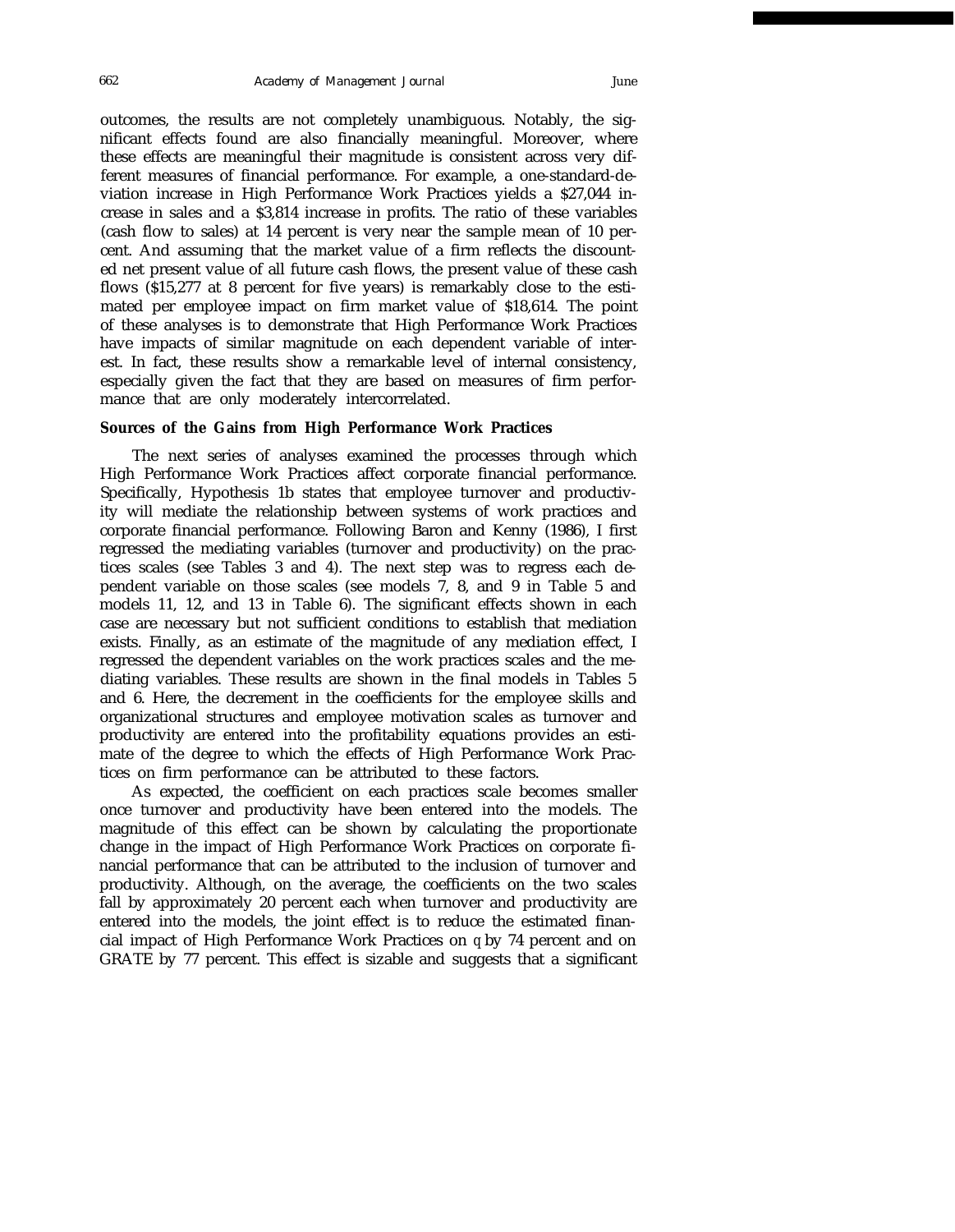outcomes, the results are not completely unambiguous. Notably, the significant effects found are also financially meaningful. Moreover, where these effects are meaningful their magnitude is consistent across very different measures of financial performance. For example, a one-standard-deviation increase in High Performance Work Practices yields a $27,044 increase in sales and a $3,814 increase in profits. The ratio of these variables (cash flow to sales) at 14 percent is very near the sample mean of 10 percent. And assuming that the market value of a firm reflects the discounted net present value of all future cash flows, the present value of these cash flows ($15,277 at 8 percent for five years) is remarkably close to the estimated per employee impact on firm market value of $18,614. The point of these analyses is to demonstrate that High Performance Work Practices have impacts of similar magnitude on each dependent variable of interest. In fact, these results show a remarkable level of internal consistency, especially given the fact that they are based on measures of firm performance that are only moderately intercorrelated.

## Sources of the Gains from High Performance Work Practices

The next series of analyses examined the processes through which High Performance Work Practices affect corporate financial performance. Specifically, Hypothesis 1b states that employee turnover and productivity will mediate the relationship between systems of work practices and corporate financial performance. Following Baron and Kenny (1986), I first regressed the mediating variables (turnover and productivity) on the practices scales (see Tables 3 and 4). The next step was to regress each dependent variable on those scales (see models 7, 8, and 9 in Table 5 and models 11, 12, and 13 in Table 6). The significant effects shown in each case are necessary but not sufficient conditions to establish that mediation exists. Finally, as an estimate of the magnitude of any mediation effect, I regressed the dependent variables on the work practices scales and the mediating variables. These results are shown in the final models in Tables 5 and 6. Here, the decrement in the coefficients for the employee skills and organizational structures and employee motivation scales as turnover and productivity are entered into the profitability equations provides an estimate of the degree to which the effects of High Performance Work Practices on firm performance can be attributed to these factors.

As expected, the coefficient on each practices scale becomes smaller once turnover and productivity have been entered into the models. The magnitude of this effect can be shown by calculating the proportionate change in the impact of High Performance Work Practices on corporate financial performance that can be attributed to the inclusion of turnover and productivity. Although, on the average, the coefficients on the two scales fall by approximately 20 percent each when turnover and productivity are entered into the models, the joint effect is to reduce the estimated financial impact of High Performance Work Practices on $q$ by 74 percent and on GRATE by 77 percent. This effect is sizable and suggests that a significant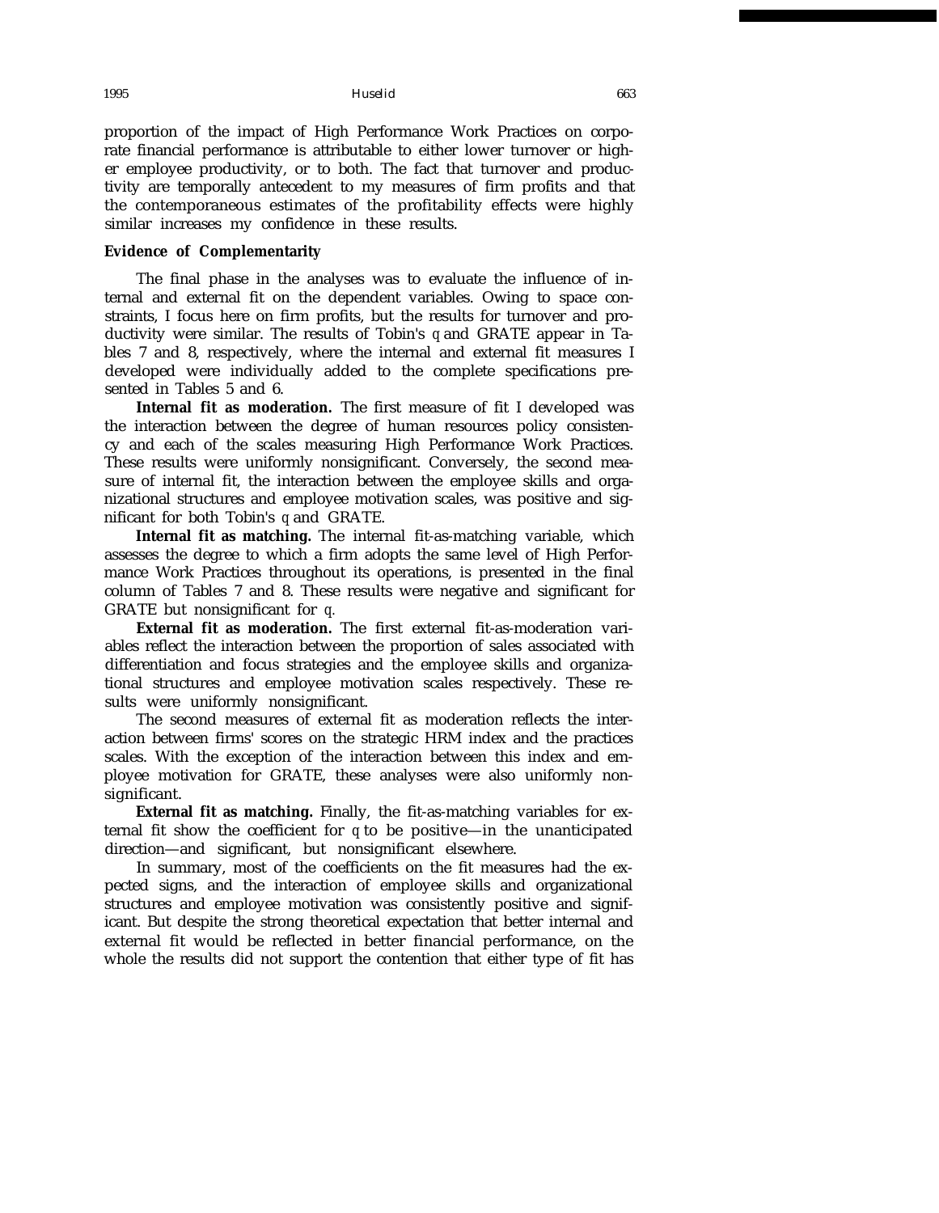proportion of the impact of High Performance Work Practices on corporate financial performance is attributable to either lower turnover or higher employee productivity, or to both. The fact that turnover and productivity are temporally antecedent to my measures of firm profits and that the contemporaneous estimates of the profitability effects were highly similar increases my confidence in these results.

### Evidence of Complementarity

The final phase in the analyses was to evaluate the influence of internal and external fit on the dependent variables. Owing to space constraints, I focus here on firm profits, but the results for turnover and productivity were similar. The results of Tobin's *q* and GRATE appear in Tables 7 and 8, respectively, where the internal and external fit measures I developed were individually added to the complete specifications presented in Tables 5 and 6.

**Internal fit as moderation.** The first measure of fit I developed was the interaction between the degree of human resources policy consistency and each of the scales measuring High Performance Work Practices. These results were uniformly nonsignificant. Conversely, the second measure of internal fit, the interaction between the employee skills and organizational structures and employee motivation scales, was positive and significant for both Tobin's *q* and GRATE.

**Internal fit as matching.** The internal fit-as-matching variable, which assesses the degree to which a firm adopts the same level of High Performance Work Practices throughout its operations, is presented in the final column of Tables 7 and 8. These results were negative and significant for GRATE but nonsignificant for *q*.

**External fit as moderation.** The first external fit-as-moderation variables reflect the interaction between the proportion of sales associated with differentiation and focus strategies and the employee skills and organizational structures and employee motivation scales respectively. These results were uniformly nonsignificant.

The second measures of external fit as moderation reflects the interaction between firms' scores on the strategic HRM index and the practices scales. With the exception of the interaction between this index and employee motivation for GRATE, these analyses were also uniformly nonsignificant.

**External fit as matching.** Finally, the fit-as-matching variables for external fit show the coefficient for *q* to be positive—in the unanticipated direction—and significant, but nonsignificant elsewhere.

In summary, most of the coefficients on the fit measures had the expected signs, and the interaction of employee skills and organizational structures and employee motivation was consistently positive and significant. But despite the strong theoretical expectation that better internal and external fit would be reflected in better financial performance, on the whole the results did not support the contention that either type of fit has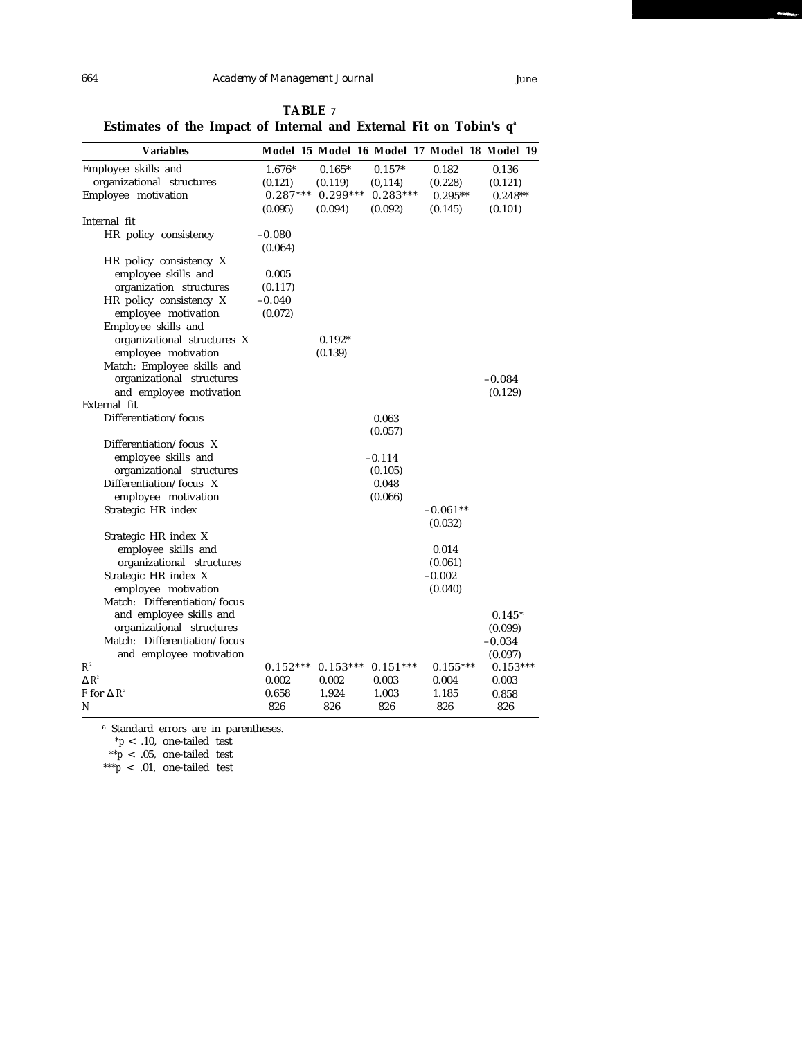**TABLE 7**

**Estimates of the Impact of Internal and External Fit on Tobin's q**[a]

| Variables | Model 15 | Model 16 | Model 17 | Model 18 | Model 19 |
|---|---|---|---|---|---|
| Employee skills and organizational structures | 1.676* | 0.165* | 0.157* | 0.182 | 0.136 |
| | (0.121) | (0.119) | (0,114) | (0.228) | (0.121) |
| Employee motivation | 0.287*** | 0.299*** | 0.283*** | 0.295** | 0.248** |
| | (0.095) | (0.094) | (0.092) | (0.145) | (0.101) |
| Internal fit | | | | | |
| HR policy consistency | −0.080 | | | | |
| | (0.064) | | | | |
| HR policy consistency X employee skills and organization structures | 0.005 | | | | |
| | (0.117) | | | | |
| HR policy consistency X employee motivation | −0.040 | | | | |
| | (0.072) | | | | |
| Employee skills and organizational structures X employee motivation | | 0.192* | | | |
| | | (0.139) | | | |
| Match: Employee skills and organizational structures and employee motivation | | | | | −0.084 |
| | | | | | (0.129) |
| External fit | | | | | |
| Differentiation/focus | | | 0.063 | | |
| | | | (0.057) | | |
| Differentiation/focus X employee skills and organizational structures | | | −0.114 | | |
| | | | (0.105) | | |
| Differentiation/focus X employee motivation | | | 0.048 | | |
| | | | (0.066) | | |
| Strategic HR index | | | | −0.061** | |
| | | | | (0.032) | |
| Strategic HR index X employee skills and organizational structures | | | | 0.014 | |
| | | | | (0.061) | |
| Strategic HR index X employee motivation | | | | −0.002 | |
| | | | | (0.040) | |
| Match: Differentiation/focus and employee skills and organizational structures | | | | | 0.145* |
| | | | | | (0.099) |
| Match: Differentiation/focus and employee motivation | | | | | −0.034 |
| | | | | | (0.097) |
| $R^2$ | 0.152*** | 0.153*** | 0.151*** | 0.155*** | 0.153*** |
| $\Delta R^2$ | 0.002 | 0.002 | 0.003 | 0.004 | 0.003 |
| F for $\Delta R^2$ | 0.658 | 1.924 | 1.003 | 1.185 | 0.858 |
| N | 826 | 826 | 826 | 826 | 826 |

[a] Standard errors are in parentheses.

\* $p < .10$, one-tailed test

\*\* $p < .05$, one-tailed test

\*\*\* $p < .01$, one-tailed test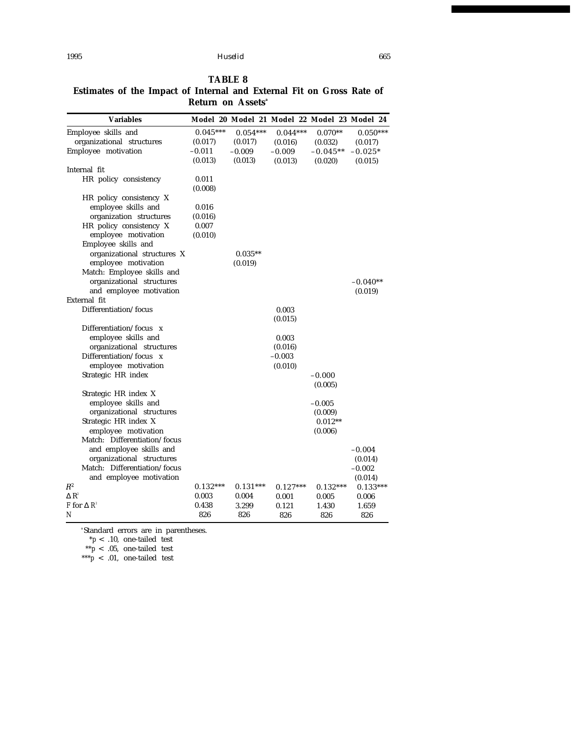**TABLE 8**
**Estimates of the Impact of Internal and External Fit on Gross Rate of Return on Assets**[a]

| Variables | Model 20 | Model 21 | Model 22 | Model 23 | Model 24 |
|---|---|---|---|---|---|
| Employee skills and organizational structures | 0.045*** | 0.054*** | 0.044*** | 0.070** | 0.050*** |
| | (0.017) | (0.017) | (0.016) | (0.032) | (0.017) |
| Employee motivation | −0.011 | −0.009 | −0.009 | −0.045** | −0.025* |
| | (0.013) | (0.013) | (0.013) | (0.020) | (0.015) |
| Internal fit | | | | | |
| HR policy consistency | 0.011 | | | | |
| | (0.008) | | | | |
| HR policy consistency X employee skills and organization structures | 0.016 | | | | |
| | (0.016) | | | | |
| HR policy consistency X employee motivation | 0.007 | | | | |
| | (0.010) | | | | |
| Employee skills and organizational structures X employee motivation | | 0.035** | | | |
| | | (0.019) | | | |
| Match: Employee skills and organizational structures and employee motivation | | | | | −0.040** |
| | | | | | (0.019) |
| External fit | | | | | |
| Differentiation/focus | | | 0.003 | | |
| | | | (0.015) | | |
| Differentiation/focus x employee skills and organizational structures | | | 0.003 | | |
| | | | (0.016) | | |
| Differentiation/focus x employee motivation | | | −0.003 | | |
| | | | (0.010) | | |
| Strategic HR index | | | | −0.000 | |
| | | | | (0.005) | |
| Strategic HR index X employee skills and organizational structures | | | | −0.005 | |
| | | | | (0.009) | |
| Strategic HR index X employee motivation | | | | 0.012** | |
| | | | | (0.006) | |
| Match: Differentiation/focus and employee skills and organizational structures | | | | | −0.004 |
| | | | | | (0.014) |
| Match: Differentiation/focus and employee motivation | | | | | −0.002 |
| | | | | | (0.014) |
| $R^2$ | 0.132*** | 0.131*** | 0.127*** | 0.132*** | 0.133*** |
| $\Delta R^2$ | 0.003 | 0.004 | 0.001 | 0.005 | 0.006 |
| F for $\Delta R^2$ | 0.438 | 3.299 | 0.121 | 1.430 | 1.659 |
| N | 826 | 826 | 826 | 826 | 826 |

[a] Standard errors are in parentheses.

\* $p < .10$, one-tailed test

\*\* $p < .05$, one-tailed test

\*\*\* $p < .01$, one-tailed test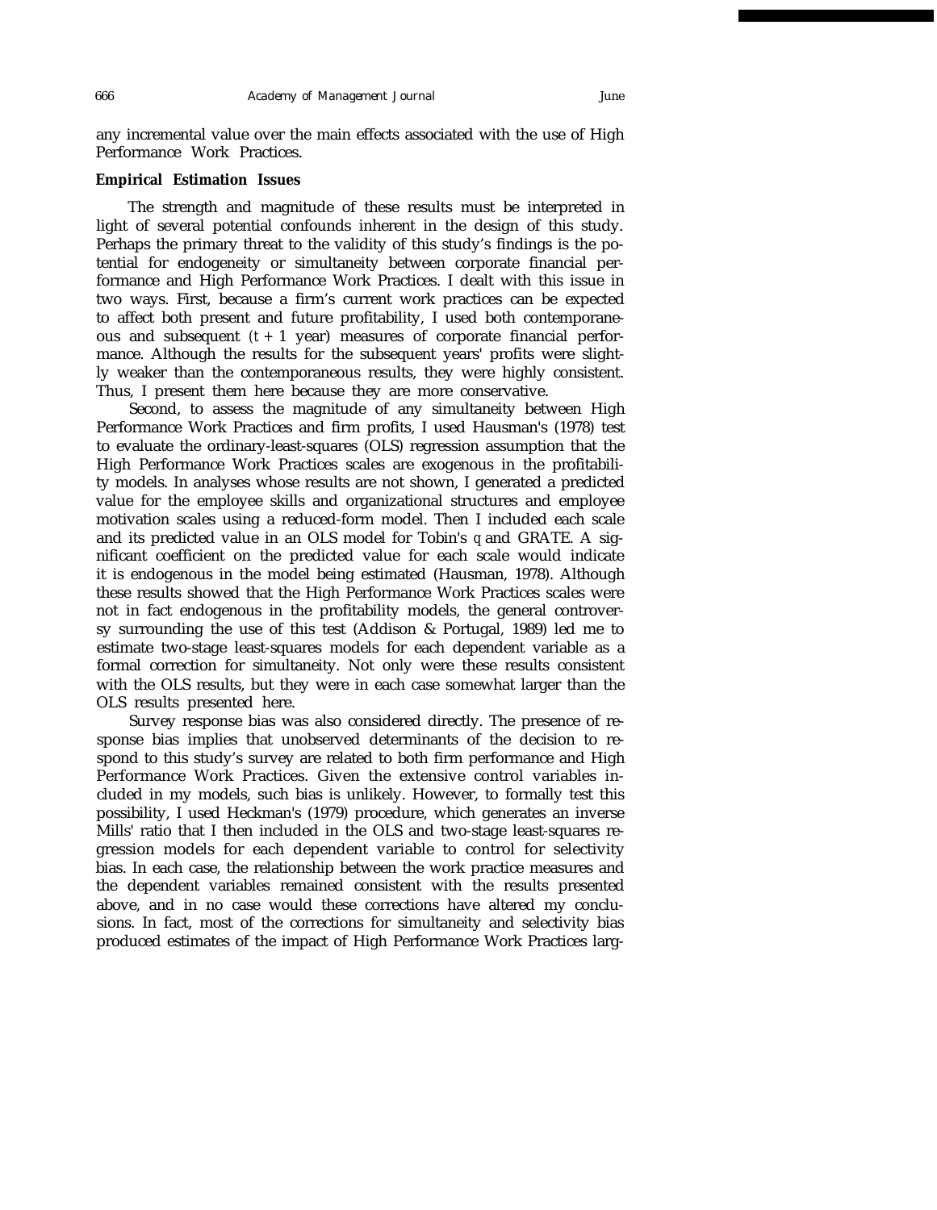any incremental value over the main effects associated with the use of High Performance Work Practices.

### Empirical Estimation Issues

The strength and magnitude of these results must be interpreted in light of several potential confounds inherent in the design of this study. Perhaps the primary threat to the validity of this study's findings is the potential for endogeneity or simultaneity between corporate financial performance and High Performance Work Practices. I dealt with this issue in two ways. First, because a firm's current work practices can be expected to affect both present and future profitability, I used both contemporaneous and subsequent ($t + 1$ year) measures of corporate financial performance. Although the results for the subsequent years' profits were slightly weaker than the contemporaneous results, they were highly consistent. Thus, I present them here because they are more conservative.

Second, to assess the magnitude of any simultaneity between High Performance Work Practices and firm profits, I used Hausman's (1978) test to evaluate the ordinary-least-squares (OLS) regression assumption that the High Performance Work Practices scales are exogenous in the profitability models. In analyses whose results are not shown, I generated a predicted value for the employee skills and organizational structures and employee motivation scales using a reduced-form model. Then I included each scale and its predicted value in an OLS model for Tobin's $q$ and GRATE. A significant coefficient on the predicted value for each scale would indicate it is endogenous in the model being estimated (Hausman, 1978). Although these results showed that the High Performance Work Practices scales were not in fact endogenous in the profitability models, the general controversy surrounding the use of this test (Addison & Portugal, 1989) led me to estimate two-stage least-squares models for each dependent variable as a formal correction for simultaneity. Not only were these results consistent with the OLS results, but they were in each case somewhat larger than the OLS results presented here.

Survey response bias was also considered directly. The presence of response bias implies that unobserved determinants of the decision to respond to this study's survey are related to both firm performance and High Performance Work Practices. Given the extensive control variables included in my models, such bias is unlikely. However, to formally test this possibility, I used Heckman's (1979) procedure, which generates an inverse Mills' ratio that I then included in the OLS and two-stage least-squares regression models for each dependent variable to control for selectivity bias. In each case, the relationship between the work practice measures and the dependent variables remained consistent with the results presented above, and in no case would these corrections have altered my conclusions. In fact, most of the corrections for simultaneity and selectivity bias produced estimates of the impact of High Performance Work Practices larg-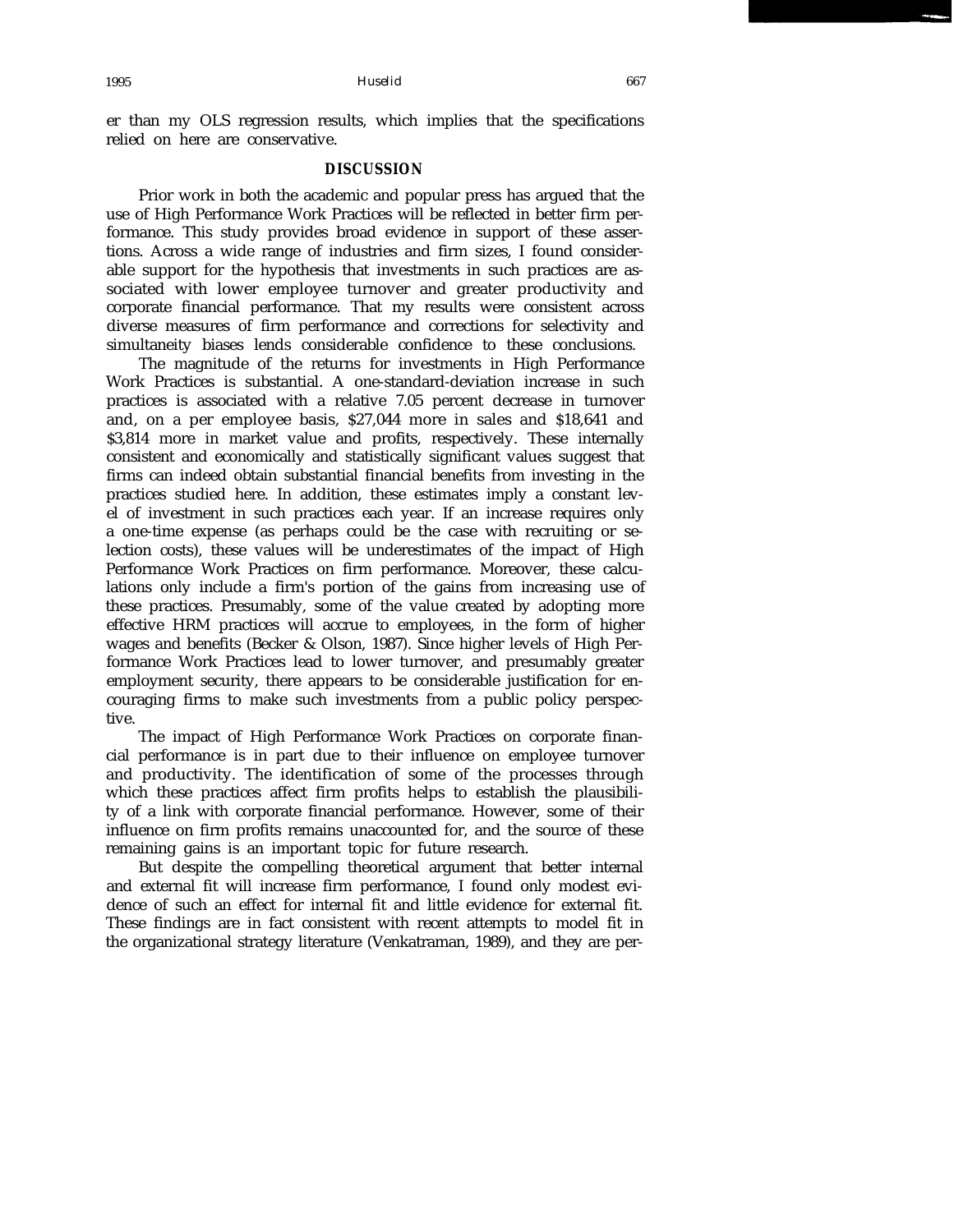er than my OLS regression results, which implies that the specifications relied on here are conservative.

## DISCUSSION

Prior work in both the academic and popular press has argued that the use of High Performance Work Practices will be reflected in better firm performance. This study provides broad evidence in support of these assertions. Across a wide range of industries and firm sizes, I found considerable support for the hypothesis that investments in such practices are associated with lower employee turnover and greater productivity and corporate financial performance. That my results were consistent across diverse measures of firm performance and corrections for selectivity and simultaneity biases lends considerable confidence to these conclusions.

The magnitude of the returns for investments in High Performance Work Practices is substantial. A one-standard-deviation increase in such practices is associated with a relative 7.05 percent decrease in turnover and, on a per employee basis, $27,044 more in sales and $18,641 and $3,814 more in market value and profits, respectively. These internally consistent and economically and statistically significant values suggest that firms can indeed obtain substantial financial benefits from investing in the practices studied here. In addition, these estimates imply a constant level of investment in such practices each year. If an increase requires only a one-time expense (as perhaps could be the case with recruiting or selection costs), these values will be underestimates of the impact of High Performance Work Practices on firm performance. Moreover, these calculations only include a firm's portion of the gains from increasing use of these practices. Presumably, some of the value created by adopting more effective HRM practices will accrue to employees, in the form of higher wages and benefits (Becker & Olson, 1987). Since higher levels of High Performance Work Practices lead to lower turnover, and presumably greater employment security, there appears to be considerable justification for encouraging firms to make such investments from a public policy perspective.

The impact of High Performance Work Practices on corporate financial performance is in part due to their influence on employee turnover and productivity. The identification of some of the processes through which these practices affect firm profits helps to establish the plausibility of a link with corporate financial performance. However, some of their influence on firm profits remains unaccounted for, and the source of these remaining gains is an important topic for future research.

But despite the compelling theoretical argument that better internal and external fit will increase firm performance, I found only modest evidence of such an effect for internal fit and little evidence for external fit. These findings are in fact consistent with recent attempts to model fit in the organizational strategy literature (Venkatraman, 1989), and they are per-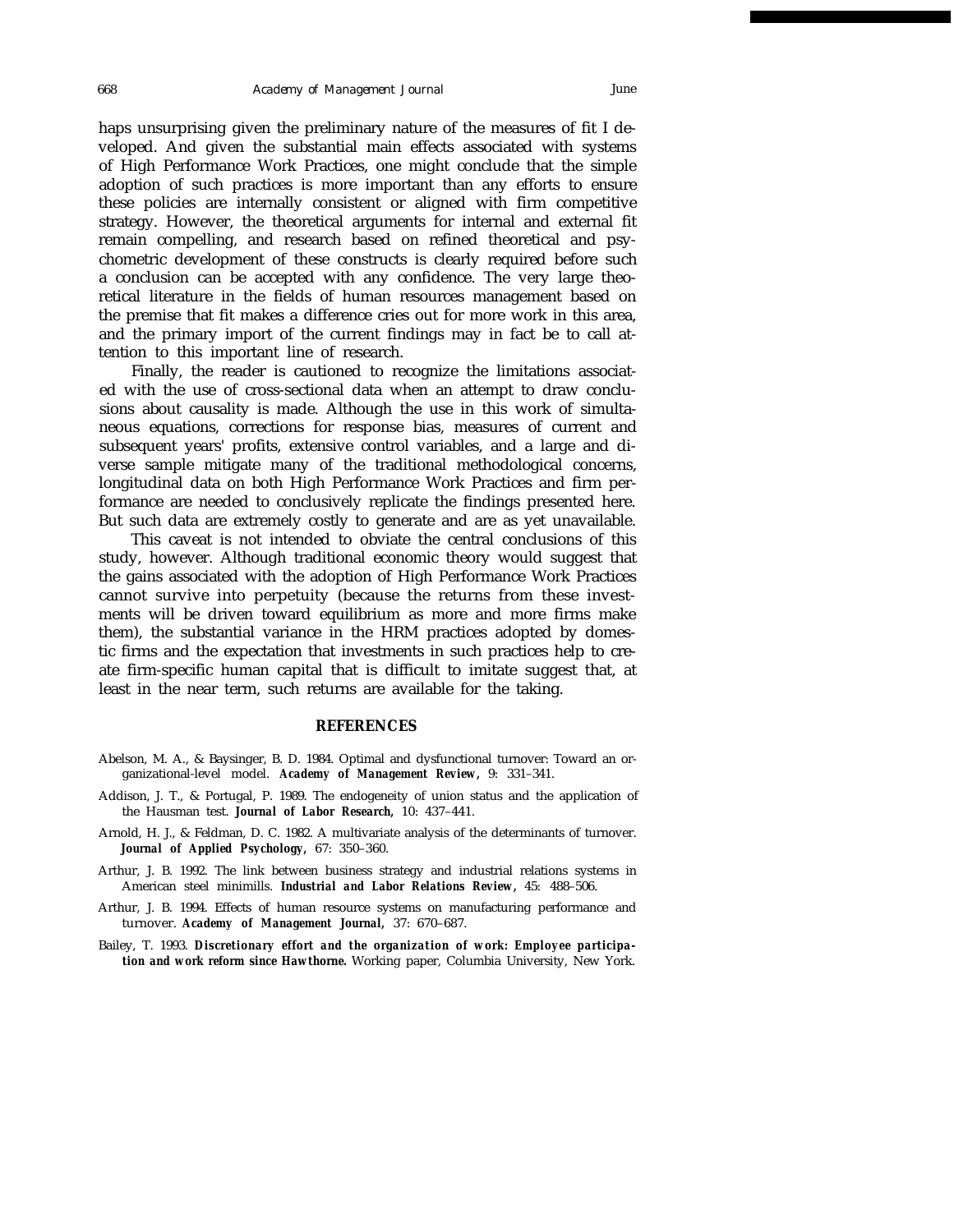haps unsurprising given the preliminary nature of the measures of fit I developed. And given the substantial main effects associated with systems of High Performance Work Practices, one might conclude that the simple adoption of such practices is more important than any efforts to ensure these policies are internally consistent or aligned with firm competitive strategy. However, the theoretical arguments for internal and external fit remain compelling, and research based on refined theoretical and psychometric development of these constructs is clearly required before such a conclusion can be accepted with any confidence. The very large theoretical literature in the fields of human resources management based on the premise that fit makes a difference cries out for more work in this area, and the primary import of the current findings may in fact be to call attention to this important line of research.

Finally, the reader is cautioned to recognize the limitations associated with the use of cross-sectional data when an attempt to draw conclusions about causality is made. Although the use in this work of simultaneous equations, corrections for response bias, measures of current and subsequent years' profits, extensive control variables, and a large and diverse sample mitigate many of the traditional methodological concerns, longitudinal data on both High Performance Work Practices and firm performance are needed to conclusively replicate the findings presented here. But such data are extremely costly to generate and are as yet unavailable.

This caveat is not intended to obviate the central conclusions of this study, however. Although traditional economic theory would suggest that the gains associated with the adoption of High Performance Work Practices cannot survive into perpetuity (because the returns from these investments will be driven toward equilibrium as more and more firms make them), the substantial variance in the HRM practices adopted by domestic firms and the expectation that investments in such practices help to create firm-specific human capital that is difficult to imitate suggest that, at least in the near term, such returns are available for the taking.

## REFERENCES

Abelson, M. A., & Baysinger, B. D. 1984. Optimal and dysfunctional turnover: Toward an organizational-level model. **Academy of Management Review**, 9: 331–341.

Addison, J. T., & Portugal, P. 1989. The endogeneity of union status and the application of the Hausman test. **Journal of Labor Research**, 10: 437–441.

Arnold, H. J., & Feldman, D. C. 1982. A multivariate analysis of the determinants of turnover. **Journal of Applied Psychology**, 67: 350–360.

Arthur, J. B. 1992. The link between business strategy and industrial relations systems in American steel minimills. **Industrial and Labor Relations Review**, 45: 488–506.

Arthur, J. B. 1994. Effects of human resource systems on manufacturing performance and turnover. **Academy of Management Journal**, 37: 670–687.

Bailey, T. 1993. **Discretionary effort and the organization of work: Employee participation and work reform since Hawthorne.** Working paper, Columbia University, New York.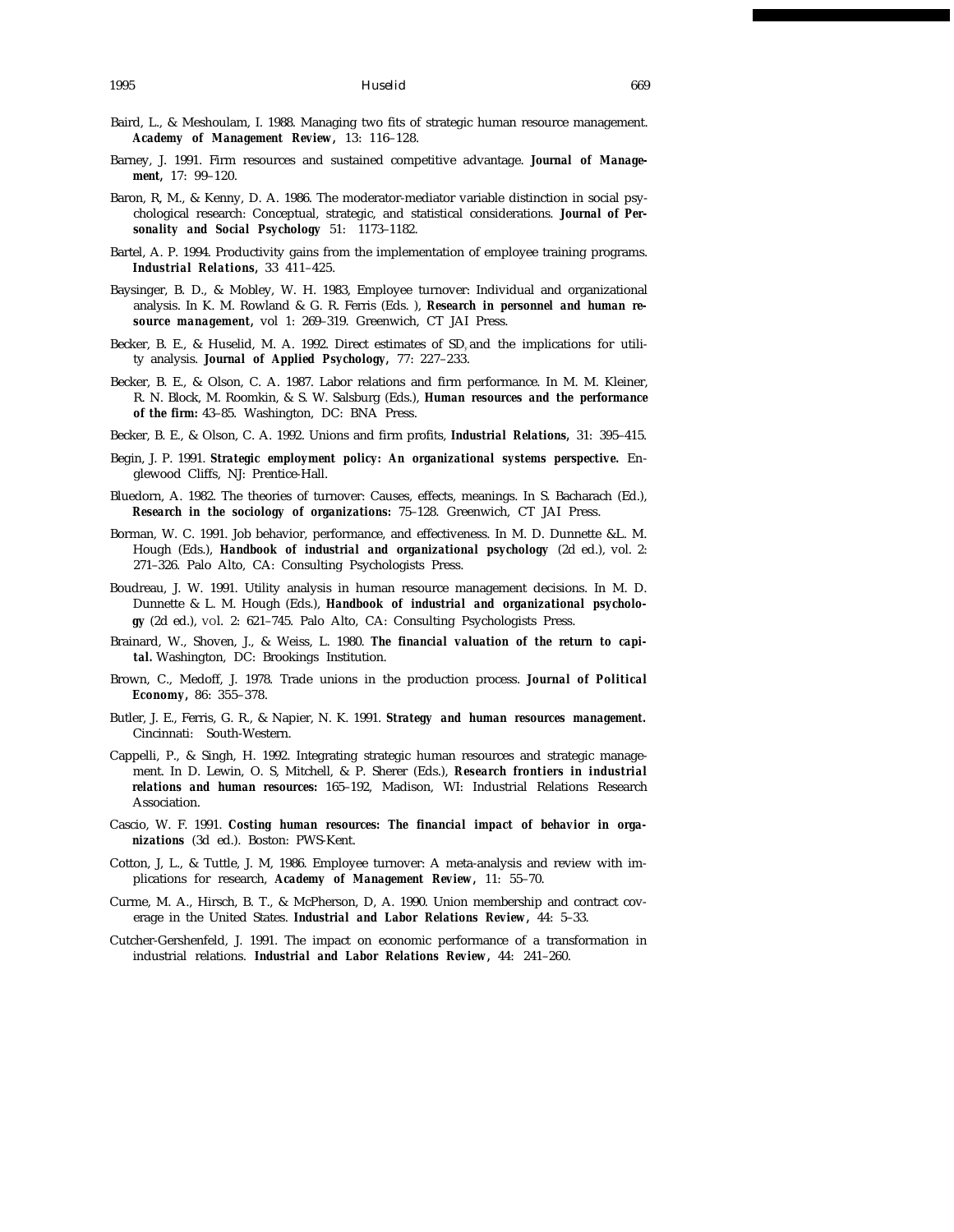Baird, L., & Meshoulam, I. 1988. Managing two fits of strategic human resource management. ***Academy of Management Review,*** 13: 116–128.

Barney, J. 1991. Firm resources and sustained competitive advantage. ***Journal of Management,*** 17: 99–120.

Baron, R, M., & Kenny, D. A. 1986. The moderator-mediator variable distinction in social psychological research: Conceptual, strategic, and statistical considerations. ***Journal of Personality and Social Psychology*** 51: 1173–1182.

Bartel, A. P. 1994. Productivity gains from the implementation of employee training programs. ***Industrial Relations,*** 33 411–425.

Baysinger, B. D., & Mobley, W. H. 1983, Employee turnover: Individual and organizational analysis. In K. M. Rowland & G. R. Ferris (Eds. ), ***Research in personnel and human resource management,*** vol 1: 269–319. Greenwich, CT JAI Press.

Becker, B. E., & Huselid, M. A. 1992. Direct estimates of $SD_y$ and the implications for utility analysis. ***Journal of Applied Psychology,*** 77: 227–233.

Becker, B. E., & Olson, C. A. 1987. Labor relations and firm performance. In M. M. Kleiner, R. N. Block, M. Roomkin, & S. W. Salsburg (Eds.), ***Human resources and the performance of the firm:*** 43–85. Washington, DC: BNA Press.

Becker, B. E., & Olson, C. A. 1992. Unions and firm profits, ***Industrial Relations,*** 31: 395–415.

Begin, J. P. 1991. ***Strategic employment policy: An organizational systems perspective.*** Englewood Cliffs, NJ: Prentice-Hall.

Bluedorn, A. 1982. The theories of turnover: Causes, effects, meanings. In S. Bacharach (Ed.), ***Research in the sociology of organizations:*** 75–128. Greenwich, CT JAI Press.

Borman, W. C. 1991. Job behavior, performance, and effectiveness. In M. D. Dunnette &L. M. Hough (Eds.), ***Handbook of industrial and organizational psychology*** (2d ed.), vol. 2: 271–326. Palo Alto, CA: Consulting Psychologists Press.

Boudreau, J. W. 1991. Utility analysis in human resource management decisions. In M. D. Dunnette & L. M. Hough (Eds.), ***Handbook of industrial and organizational psychology*** (2d ed.), vol. 2: 621–745. Palo Alto, CA: Consulting Psychologists Press.

Brainard, W., Shoven, J., & Weiss, L. 1980. ***The financial valuation of the return to capital.*** Washington, DC: Brookings Institution.

Brown, C., Medoff, J. 1978. Trade unions in the production process. ***Journal of Political Economy,*** 86: 355–378.

Butler, J. E., Ferris, G. R., & Napier, N. K. 1991. ***Strategy and human resources management.*** Cincinnati: South-Western.

Cappelli, P., & Singh, H. 1992. Integrating strategic human resources and strategic management. In D. Lewin, O. S, Mitchell, & P. Sherer (Eds.), ***Research frontiers in industrial relations and human resources:*** 165–192, Madison, WI: Industrial Relations Research Association.

Cascio, W. F. 1991. ***Costing human resources: The financial impact of behavior in organizations*** (3d ed.). Boston: PWS-Kent.

Cotton, J, L., & Tuttle, J. M, 1986. Employee turnover: A meta-analysis and review with implications for research, ***Academy of Management Review,*** 11: 55–70.

Curme, M. A., Hirsch, B. T., & McPherson, D, A. 1990. Union membership and contract coverage in the United States. ***Industrial and Labor Relations Review,*** 44: 5–33.

Cutcher-Gershenfeld, J. 1991. The impact on economic performance of a transformation in industrial relations. ***Industrial and Labor Relations Review,*** 44: 241–260.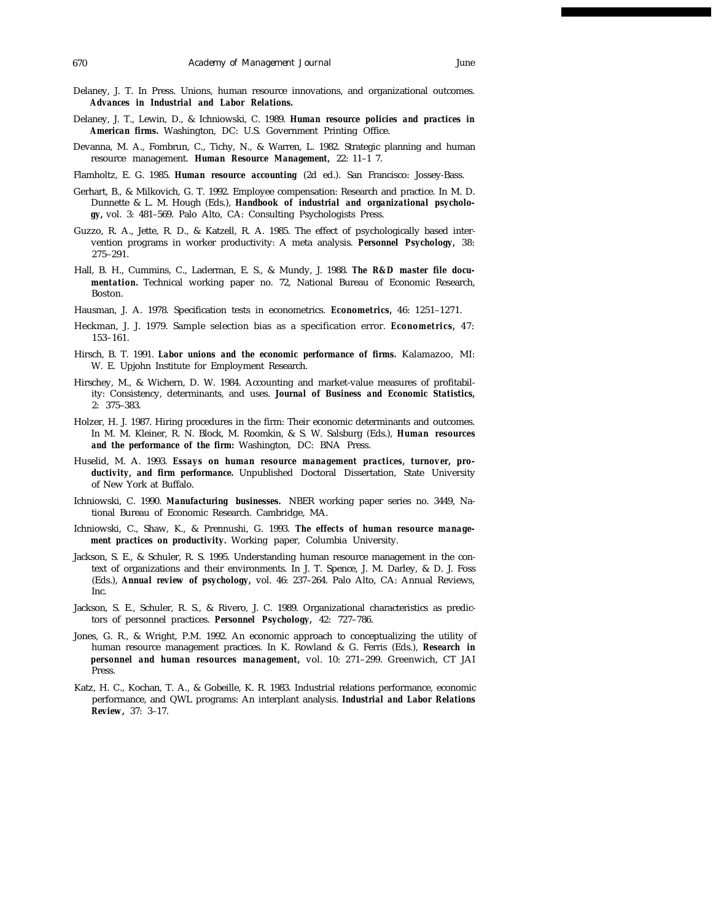Delaney, J. T. In Press. Unions, human resource innovations, and organizational outcomes. **Advances in Industrial and Labor Relations.**

Delaney, J. T., Lewin, D., & Ichniowski, C. 1989. **Human resource policies and practices in American firms.** Washington, DC: U.S. Government Printing Office.

Devanna, M. A., Fombrun, C., Tichy, N., & Warren, L. 1982. Strategic planning and human resource management. **Human Resource Management,** 22: 11–1 7.

Flamholtz, E. G. 1985. **Human resource accounting** (2d ed.). San Francisco: Jossey-Bass.

Gerhart, B., & Milkovich, G. T. 1992. Employee compensation: Research and practice. In M. D. Dunnette & L. M. Hough (Eds.), **Handbook of industrial and organizational psychology,** vol. 3: 481–569. Palo Alto, CA: Consulting Psychologists Press.

Guzzo, R. A., Jette, R. D., & Katzell, R. A. 1985. The effect of psychologically based intervention programs in worker productivity: A meta analysis. **Personnel Psychology,** 38: 275–291.

Hall, B. H., Cummins, C., Laderman, E. S., & Mundy, J. 1988. **The R&D master file documentation.** Technical working paper no. 72, National Bureau of Economic Research, Boston.

Hausman, J. A. 1978. Specification tests in econometrics. **Econometrics,** 46: 1251–1271.

Heckman, J. J. 1979. Sample selection bias as a specification error. **Econometrics,** 47: 153–161.

Hirsch, B. T. 1991. **Labor unions and the economic performance of firms.** Kalamazoo, MI: W. E. Upjohn Institute for Employment Research.

Hirschey, M., & Wichern, D. W. 1984. Accounting and market-value measures of profitability: Consistency, determinants, and uses. **Journal of Business and Economic Statistics,** 2: 375–383.

Holzer, H. J. 1987. Hiring procedures in the firm: Their economic determinants and outcomes. In M. M. Kleiner, R. N. Block, M. Roomkin, & S. W. Salsburg (Eds.), **Human resources and the performance of the firm:** Washington, DC: BNA Press.

Huselid, M. A. 1993. **Essays on human resource management practices, turnover, productivity, and firm performance.** Unpublished Doctoral Dissertation, State University of New York at Buffalo.

Ichniowski, C. 1990. **Manufacturing businesses.** NBER working paper series no. 3449, National Bureau of Economic Research. Cambridge, MA.

Ichniowski, C., Shaw, K., & Prennushi, G. 1993. **The effects of human resource management practices on productivity.** Working paper, Columbia University.

Jackson, S. E., & Schuler, R. S. 1995. Understanding human resource management in the context of organizations and their environments. In J. T. Spence, J. M. Darley, & D. J. Foss (Eds.), **Annual review of psychology,** vol. 46: 237–264. Palo Alto, CA: Annual Reviews, Inc.

Jackson, S. E., Schuler, R. S., & Rivero, J. C. 1989. Organizational characteristics as predictors of personnel practices. **Personnel Psychology,** 42: 727–786.

Jones, G. R., & Wright, P.M. 1992. An economic approach to conceptualizing the utility of human resource management practices. In K. Rowland & G. Ferris (Eds.), **Research in personnel and human resources management,** vol. 10: 271–299. Greenwich, CT JAI Press.

Katz, H. C., Kochan, T. A., & Gobeille, K. R. 1983. Industrial relations performance, economic performance, and QWL programs: An interplant analysis. **Industrial and Labor Relations Review,** 37: 3–17.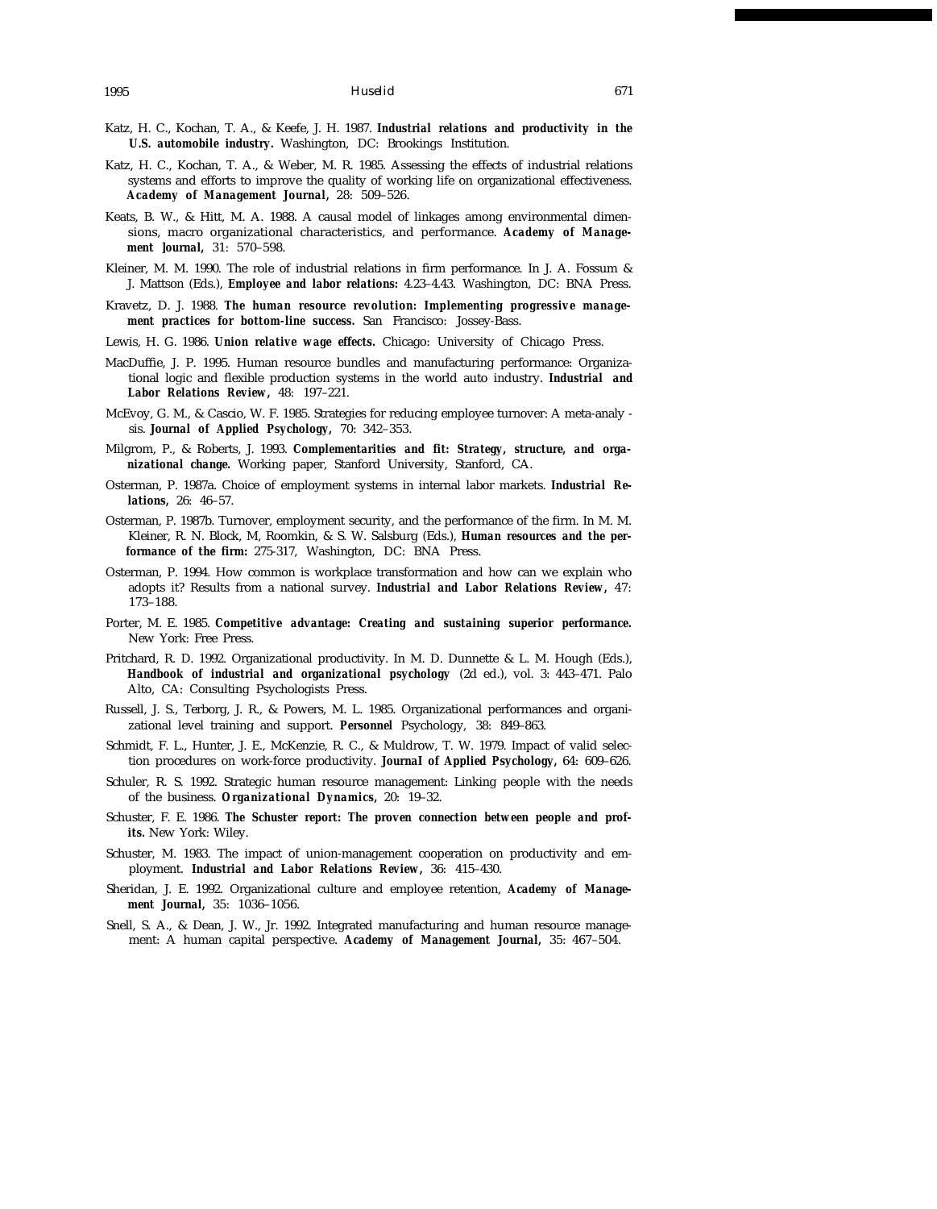Katz, H. C., Kochan, T. A., & Keefe, J. H. 1987. **Industrial relations and productivity in the U.S. automobile industry.** Washington, DC: Brookings Institution.

Katz, H. C., Kochan, T. A., & Weber, M. R. 1985. Assessing the effects of industrial relations systems and efforts to improve the quality of working life on organizational effectiveness. **Academy of Management Journal,** 28: 509–526.

Keats, B. W., & Hitt, M. A. 1988. A causal model of linkages among environmental dimensions, macro organizational characteristics, and performance. **Academy of Management Journal,** 31: 570–598.

Kleiner, M. M. 1990. The role of industrial relations in firm performance. In J. A. Fossum & J. Mattson (Eds.), **Employee and labor relations:** 4.23–4.43. Washington, DC: BNA Press.

Kravetz, D. J. 1988. **The human resource revolution: Implementing progressive management practices for bottom-line success.** San Francisco: Jossey-Bass.

Lewis, H. G. 1986. **Union relative wage effects.** Chicago: University of Chicago Press.

MacDuffie, J. P. 1995. Human resource bundles and manufacturing performance: Organizational logic and flexible production systems in the world auto industry. **Industrial and Labor Relations Review,** 48: 197–221.

McEvoy, G. M., & Cascio, W. F. 1985. Strategies for reducing employee turnover: A meta-analysis. **Journal of Applied Psychology,** 70: 342–353.

Milgrom, P., & Roberts, J. 1993. **Complementarities and fit: Strategy, structure, and organizational change.** Working paper, Stanford University, Stanford, CA.

Osterman, P. 1987a. Choice of employment systems in internal labor markets. **Industrial Relations,** 26: 46–57.

Osterman, P. 1987b. Turnover, employment security, and the performance of the firm. In M. M. Kleiner, R. N. Block, M, Roomkin, & S. W. Salsburg (Eds.), **Human resources and the performance of the firm:** 275-317, Washington, DC: BNA Press.

Osterman, P. 1994. How common is workplace transformation and how can we explain who adopts it? Results from a national survey. **Industrial and Labor Relations Review,** 47: 173–188.

Porter, M. E. 1985. **Competitive advantage: Creating and sustaining superior performance.** New York: Free Press.

Pritchard, R. D. 1992. Organizational productivity. In M. D. Dunnette & L. M. Hough (Eds.), **Handbook of industrial and organizational psychology** (2d ed.), vol. 3: 443–471. Palo Alto, CA: Consulting Psychologists Press.

Russell, J. S., Terborg, J. R., & Powers, M. L. 1985. Organizational performances and organizational level training and support. **Personnel** Psychology, 38: 849–863.

Schmidt, F. L., Hunter, J. E., McKenzie, R. C., & Muldrow, T. W. 1979. Impact of valid selection procedures on work-force productivity. **Journal of Applied Psychology,** 64: 609–626.

Schuler, R. S. 1992. Strategic human resource management: Linking people with the needs of the business. **Organizational Dynamics,** 20: 19–32.

Schuster, F. E. 1986. **The Schuster report: The proven connection between people and profits.** New York: Wiley.

Schuster, M. 1983. The impact of union-management cooperation on productivity and employment. **Industrial and Labor Relations Review,** 36: 415–430.

Sheridan, J. E. 1992. Organizational culture and employee retention, **Academy of Management Journal,** 35: 1036–1056.

Snell, S. A., & Dean, J. W., Jr. 1992. Integrated manufacturing and human resource management: A human capital perspective. **Academy of Management Journal,** 35: 467–504.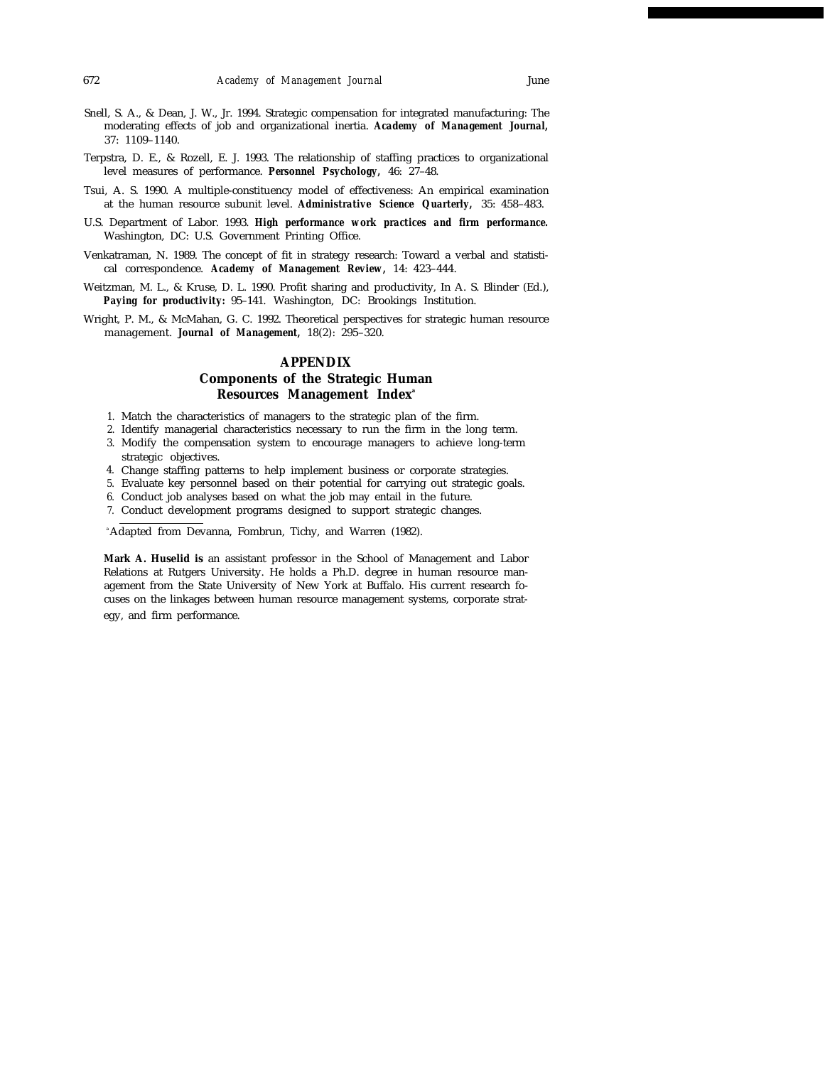Snell, S. A., & Dean, J. W., Jr. 1994. Strategic compensation for integrated manufacturing: The moderating effects of job and organizational inertia. **Academy of Management Journal,** 37: 1109–1140.

Terpstra, D. E., & Rozell, E. J. 1993. The relationship of staffing practices to organizational level measures of performance. **Personnel Psychology,** 46: 27–48.

Tsui, A. S. 1990. A multiple-constituency model of effectiveness: An empirical examination at the human resource subunit level. **Administrative Science Quarterly,** 35: 458–483.

U.S. Department of Labor. 1993. **High performance work practices and firm performance.** Washington, DC: U.S. Government Printing Office.

Venkatraman, N. 1989. The concept of fit in strategy research: Toward a verbal and statistical correspondence. **Academy of Management Review,** 14: 423–444.

Weitzman, M. L., & Kruse, D. L. 1990. Profit sharing and productivity, In A. S. Blinder (Ed.), **Paying for productivity:** 95–141. Washington, DC: Brookings Institution.

Wright, P. M., & McMahan, G. C. 1992. Theoretical perspectives for strategic human resource management. **Journal of Management,** 18(2): 295–320.

## APPENDIX
## Components of the Strategic Human Resources Management Index[a]

1. Match the characteristics of managers to the strategic plan of the firm.
2. Identify managerial characteristics necessary to run the firm in the long term.
3. Modify the compensation system to encourage managers to achieve long-term strategic objectives.
4. Change staffing patterns to help implement business or corporate strategies.
5. Evaluate key personnel based on their potential for carrying out strategic goals.
6. Conduct job analyses based on what the job may entail in the future.
7. Conduct development programs designed to support strategic changes.

[a] Adapted from Devanna, Fombrun, Tichy, and Warren (1982).

**Mark A. Huselid is** an assistant professor in the School of Management and Labor Relations at Rutgers University. He holds a Ph.D. degree in human resource management from the State University of New York at Buffalo. His current research focuses on the linkages between human resource management systems, corporate strategy, and firm performance.